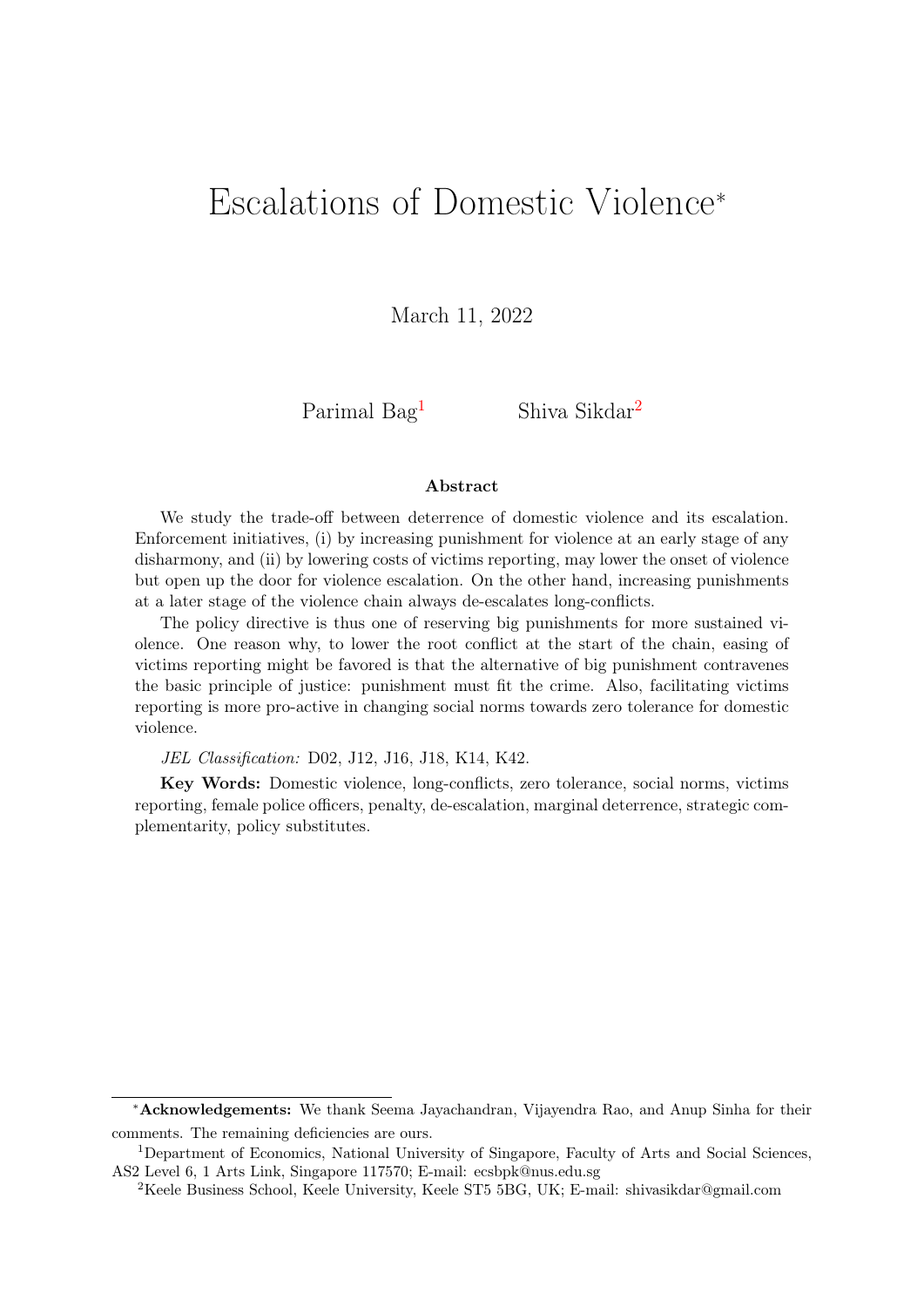# Escalations of Domestic Violence*

March 11, 2022

Parimal Bag[1] Shiva Sikdar[2]

**Abstract**

We study the trade-off between deterrence of domestic violence and its escalation. Enforcement initiatives, (i) by increasing punishment for violence at an early stage of any disharmony, and (ii) by lowering costs of victims reporting, may lower the onset of violence but open up the door for violence escalation. On the other hand, increasing punishments at a later stage of the violence chain always de-escalates long-conflicts.

The policy directive is thus one of reserving big punishments for more sustained violence. One reason why, to lower the root conflict at the start of the chain, easing of victims reporting might be favored is that the alternative of big punishment contravenes the basic principle of justice: punishment must fit the crime. Also, facilitating victims reporting is more pro-active in changing social norms towards zero tolerance for domestic violence.

*JEL Classification:* D02, J12, J16, J18, K14, K42.

**Key Words:** Domestic violence, long-conflicts, zero tolerance, social norms, victims reporting, female police officers, penalty, de-escalation, marginal deterrence, strategic complementarity, policy substitutes.

---

*__Acknowledgements:__ We thank Seema Jayachandran, Vijayendra Rao, and Anup Sinha for their comments. The remaining deficiencies are ours.

[1]Department of Economics, National University of Singapore, Faculty of Arts and Social Sciences, AS2 Level 6, 1 Arts Link, Singapore 117570; E-mail: ecsbpk@nus.edu.sg

[2]Keele Business School, Keele University, Keele ST5 5BG, UK; E-mail: shivasikdar@gmail.com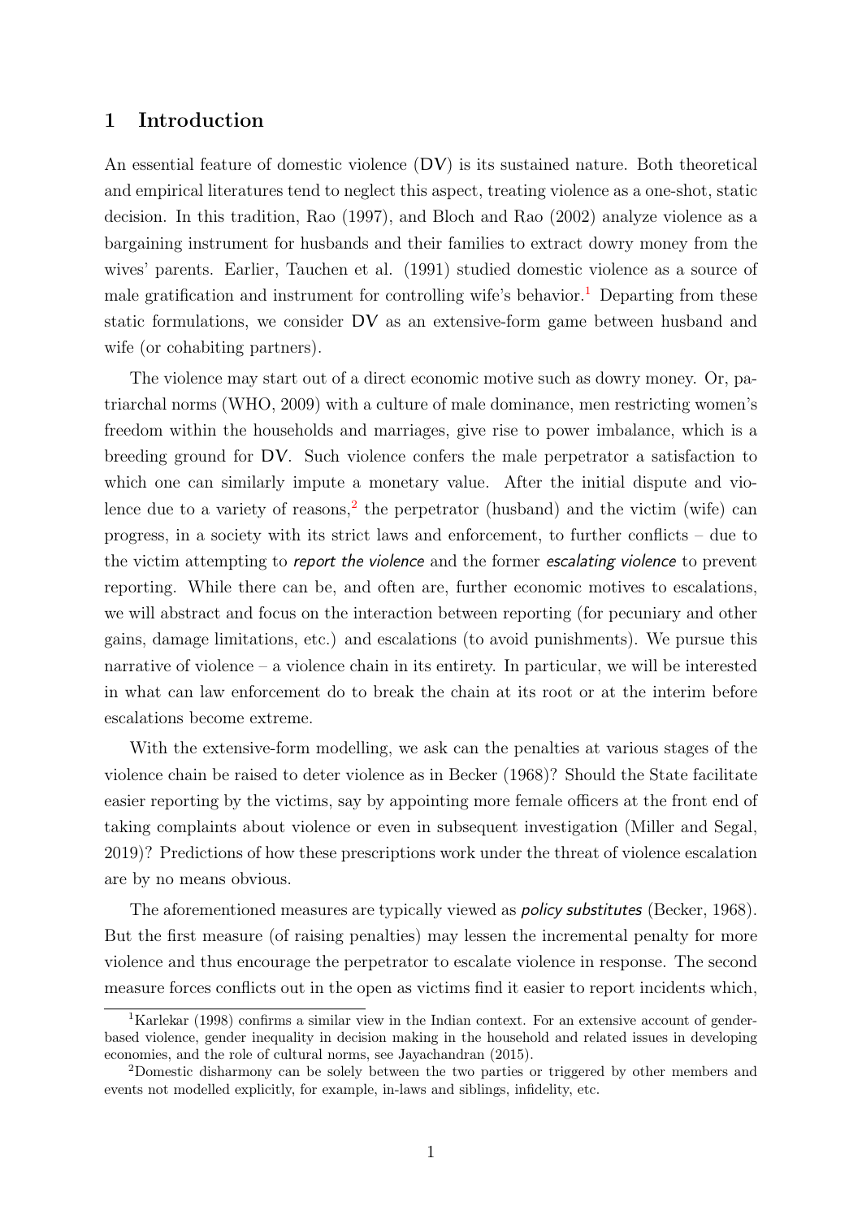## 1 Introduction

An essential feature of domestic violence (DV) is its sustained nature. Both theoretical and empirical literatures tend to neglect this aspect, treating violence as a one-shot, static decision. In this tradition, Rao (1997), and Bloch and Rao (2002) analyze violence as a bargaining instrument for husbands and their families to extract dowry money from the wives' parents. Earlier, Tauchen et al. (1991) studied domestic violence as a source of male gratification and instrument for controlling wife's behavior.[1] Departing from these static formulations, we consider DV as an extensive-form game between husband and wife (or cohabiting partners).

The violence may start out of a direct economic motive such as dowry money. Or, patriarchal norms (WHO, 2009) with a culture of male dominance, men restricting women's freedom within the households and marriages, give rise to power imbalance, which is a breeding ground for DV. Such violence confers the male perpetrator a satisfaction to which one can similarly impute a monetary value. After the initial dispute and violence due to a variety of reasons,[2] the perpetrator (husband) and the victim (wife) can progress, in a society with its strict laws and enforcement, to further conflicts – due to the victim attempting to *report the violence* and the former *escalating violence* to prevent reporting. While there can be, and often are, further economic motives to escalations, we will abstract and focus on the interaction between reporting (for pecuniary and other gains, damage limitations, etc.) and escalations (to avoid punishments). We pursue this narrative of violence – a violence chain in its entirety. In particular, we will be interested in what can law enforcement do to break the chain at its root or at the interim before escalations become extreme.

With the extensive-form modelling, we ask can the penalties at various stages of the violence chain be raised to deter violence as in Becker (1968)? Should the State facilitate easier reporting by the victims, say by appointing more female officers at the front end of taking complaints about violence or even in subsequent investigation (Miller and Segal, 2019)? Predictions of how these prescriptions work under the threat of violence escalation are by no means obvious.

The aforementioned measures are typically viewed as *policy substitutes* (Becker, 1968). But the first measure (of raising penalties) may lessen the incremental penalty for more violence and thus encourage the perpetrator to escalate violence in response. The second measure forces conflicts out in the open as victims find it easier to report incidents which,

---

[1] Karlekar (1998) confirms a similar view in the Indian context. For an extensive account of gender-based violence, gender inequality in decision making in the household and related issues in developing economies, and the role of cultural norms, see Jayachandran (2015).

[2] Domestic disharmony can be solely between the two parties or triggered by other members and events not modelled explicitly, for example, in-laws and siblings, infidelity, etc.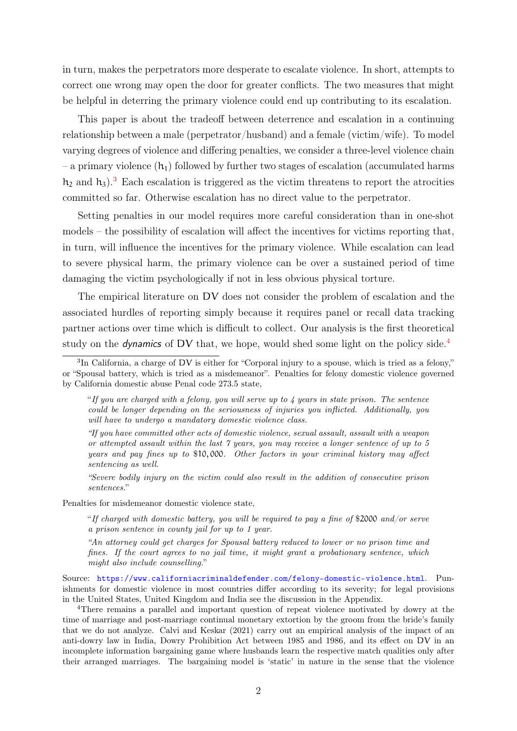in turn, makes the perpetrators more desperate to escalate violence. In short, attempts to correct one wrong may open the door for greater conflicts. The two measures that might be helpful in deterring the primary violence could end up contributing to its escalation.

This paper is about the tradeoff between deterrence and escalation in a continuing relationship between a male (perpetrator/husband) and a female (victim/wife). To model varying degrees of violence and differing penalties, we consider a three-level violence chain – a primary violence ($h_1$) followed by further two stages of escalation (accumulated harms $h_2$ and $h_3$).[3] Each escalation is triggered as the victim threatens to report the atrocities committed so far. Otherwise escalation has no direct value to the perpetrator.

Setting penalties in our model requires more careful consideration than in one-shot models – the possibility of escalation will affect the incentives for victims reporting that, in turn, will influence the incentives for the primary violence. While escalation can lead to severe physical harm, the primary violence can be over a sustained period of time damaging the victim psychologically if not in less obvious physical torture.

The empirical literature on DV does not consider the problem of escalation and the associated hurdles of reporting simply because it requires panel or recall data tracking partner actions over time which is difficult to collect. Our analysis is the first theoretical study on the *dynamics* of DV that, we hope, would shed some light on the policy side.[4]

---

[3] In California, a charge of DV is either for "Corporal injury to a spouse, which is tried as a felony," or "Spousal battery, which is tried as a misdemeanor". Penalties for felony domestic violence governed by California domestic abuse Penal code 273.5 state,

> "*If you are charged with a felony, you will serve up to 4 years in state prison. The sentence could be longer depending on the seriousness of injuries you inflicted. Additionally, you will have to undergo a mandatory domestic violence class.*
>
> *"If you have committed other acts of domestic violence, sexual assault, assault with a weapon or attempted assault within the last 7 years, you may receive a longer sentence of up to 5 years and pay fines up to* \$10,000*. Other factors in your criminal history may affect sentencing as well.*
>
> *"Severe bodily injury on the victim could also result in the addition of consecutive prison sentences.*"

Penalties for misdemeanor domestic violence state,

> "*If charged with domestic battery, you will be required to pay a fine of* \$2000 *and/or serve a prison sentence in county jail for up to 1 year.*
>
> *"An attorney could get charges for Spousal battery reduced to lower or no prison time and fines. If the court agrees to no jail time, it might grant a probationary sentence, which might also include counselling.*"

Source: https://www.californiacriminaldefender.com/felony-domestic-violence.html. Punishments for domestic violence in most countries differ according to its severity; for legal provisions in the United States, United Kingdom and India see the discussion in the Appendix.

[4] There remains a parallel and important question of repeat violence motivated by dowry at the time of marriage and post-marriage continual monetary extortion by the groom from the bride's family that we do not analyze. Calvi and Keskar (2021) carry out an empirical analysis of the impact of an anti-dowry law in India, Dowry Prohibition Act between 1985 and 1986, and its effect on DV in an incomplete information bargaining game where husbands learn the respective match qualities only after their arranged marriages. The bargaining model is 'static' in nature in the sense that the violence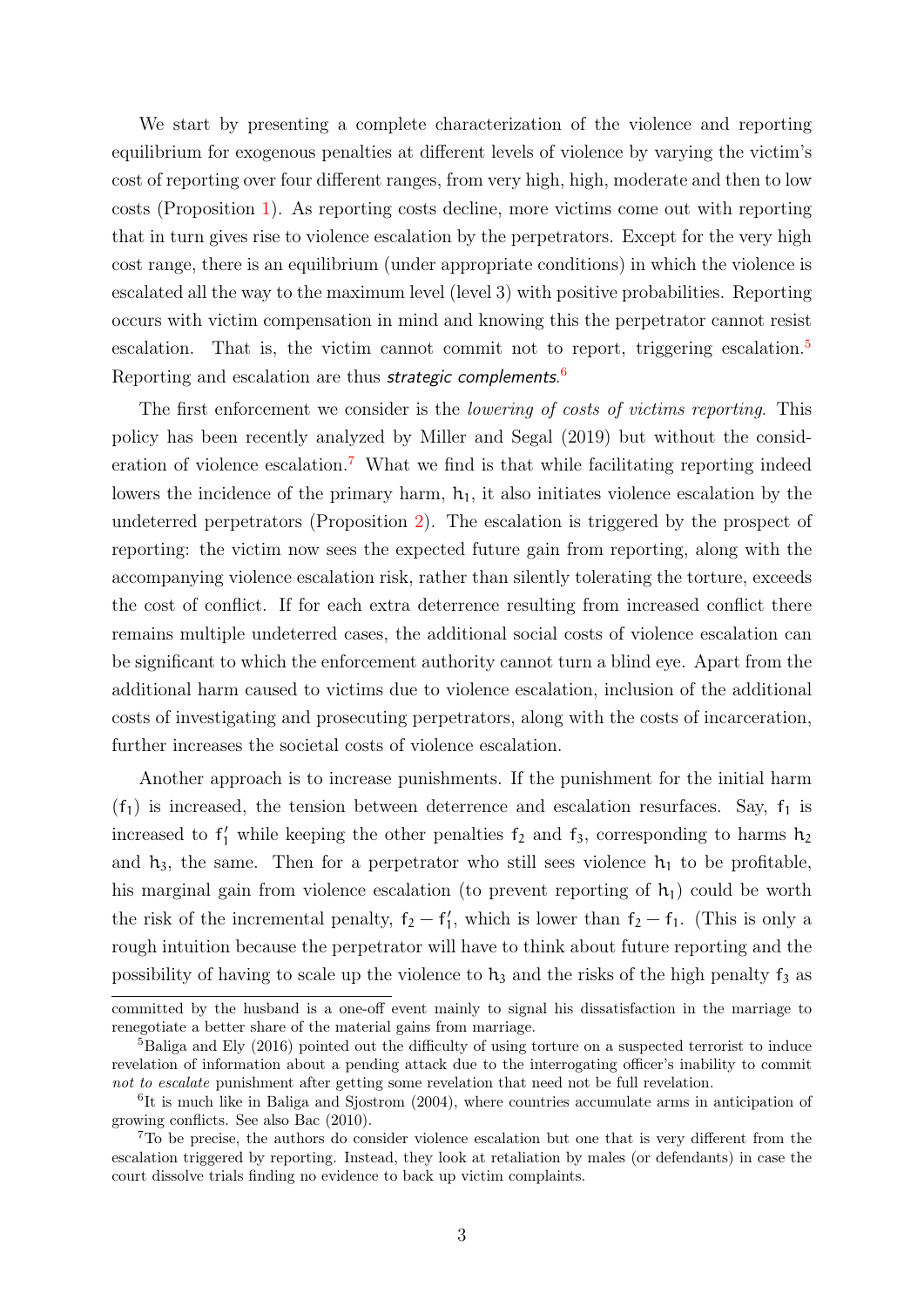We start by presenting a complete characterization of the violence and reporting equilibrium for exogenous penalties at different levels of violence by varying the victim's cost of reporting over four different ranges, from very high, high, moderate and then to low costs (Proposition 1). As reporting costs decline, more victims come out with reporting that in turn gives rise to violence escalation by the perpetrators. Except for the very high cost range, there is an equilibrium (under appropriate conditions) in which the violence is escalated all the way to the maximum level (level 3) with positive probabilities. Reporting occurs with victim compensation in mind and knowing this the perpetrator cannot resist escalation. That is, the victim cannot commit not to report, triggering escalation.[5] Reporting and escalation are thus *strategic complements*.[6]

The first enforcement we consider is the *lowering of costs of victims reporting*. This policy has been recently analyzed by Miller and Segal (2019) but without the consideration of violence escalation.[7] What we find is that while facilitating reporting indeed lowers the incidence of the primary harm, $h_1$, it also initiates violence escalation by the undeterred perpetrators (Proposition 2). The escalation is triggered by the prospect of reporting: the victim now sees the expected future gain from reporting, along with the accompanying violence escalation risk, rather than silently tolerating the torture, exceeds the cost of conflict. If for each extra deterrence resulting from increased conflict there remains multiple undeterred cases, the additional social costs of violence escalation can be significant to which the enforcement authority cannot turn a blind eye. Apart from the additional harm caused to victims due to violence escalation, inclusion of the additional costs of investigating and prosecuting perpetrators, along with the costs of incarceration, further increases the societal costs of violence escalation.

Another approach is to increase punishments. If the punishment for the initial harm ($f_1$) is increased, the tension between deterrence and escalation resurfaces. Say, $f_1$ is increased to $f_1'$ while keeping the other penalties $f_2$ and $f_3$, corresponding to harms $h_2$ and $h_3$, the same. Then for a perpetrator who still sees violence $h_1$ to be profitable, his marginal gain from violence escalation (to prevent reporting of $h_1$) could be worth the risk of the incremental penalty, $f_2 - f_1'$, which is lower than $f_2 - f_1$. (This is only a rough intuition because the perpetrator will have to think about future reporting and the possibility of having to scale up the violence to $h_3$ and the risks of the high penalty $f_3$ as

---

committed by the husband is a one-off event mainly to signal his dissatisfaction in the marriage to renegotiate a better share of the material gains from marriage.

[5] Baliga and Ely (2016) pointed out the difficulty of using torture on a suspected terrorist to induce revelation of information about a pending attack due to the interrogating officer's inability to commit *not to escalate* punishment after getting some revelation that need not be full revelation.

[6] It is much like in Baliga and Sjostrom (2004), where countries accumulate arms in anticipation of growing conflicts. See also Bac (2010).

[7] To be precise, the authors do consider violence escalation but one that is very different from the escalation triggered by reporting. Instead, they look at retaliation by males (or defendants) in case the court dissolve trials finding no evidence to back up victim complaints.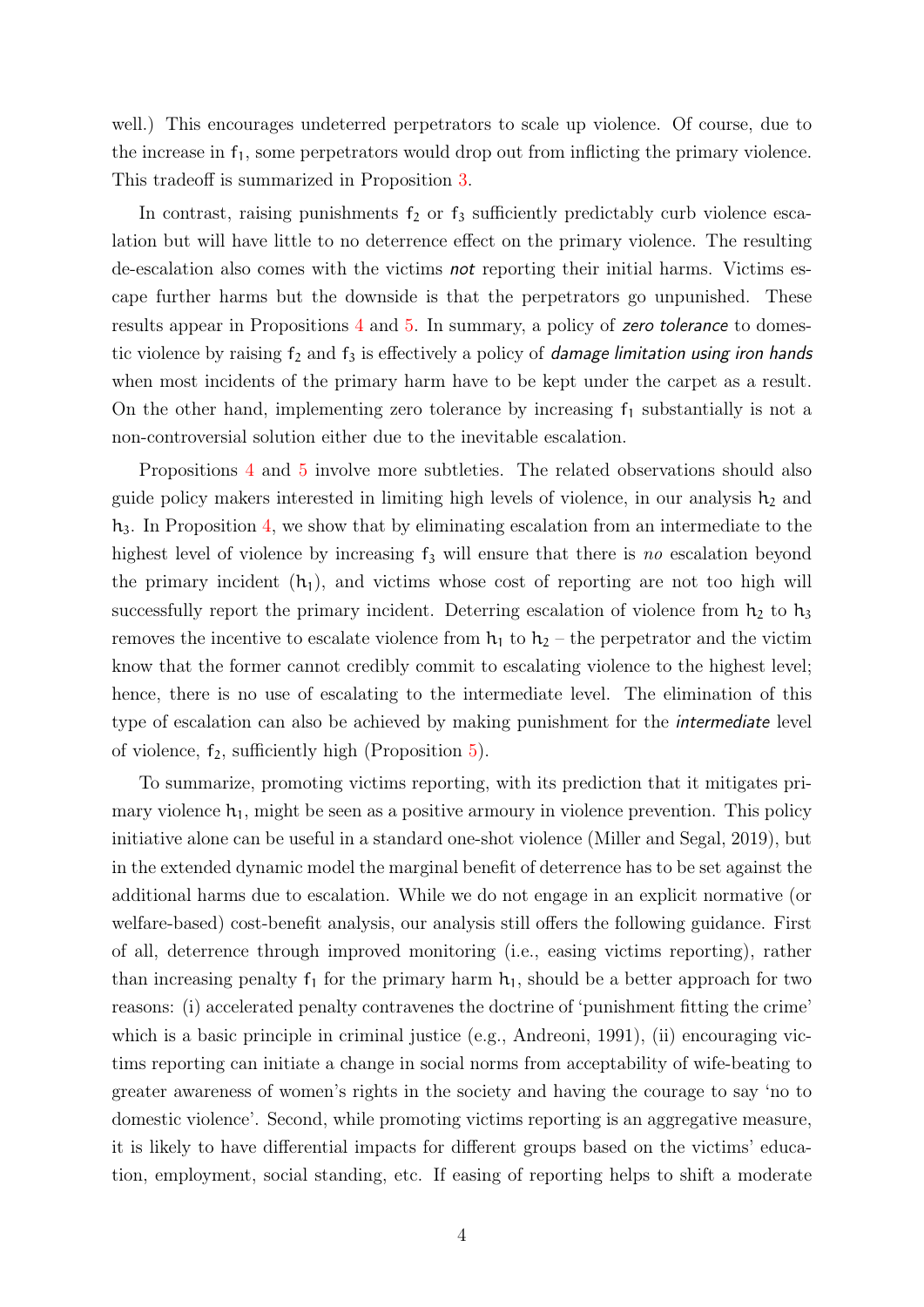well.) This encourages undeterred perpetrators to scale up violence. Of course, due to the increase in $f_1$, some perpetrators would drop out from inflicting the primary violence. This tradeoff is summarized in Proposition 3.

In contrast, raising punishments $f_2$ or $f_3$ sufficiently predictably curb violence escalation but will have little to no deterrence effect on the primary violence. The resulting de-escalation also comes with the victims ***not*** reporting their initial harms. Victims escape further harms but the downside is that the perpetrators go unpunished. These results appear in Propositions 4 and 5. In summary, a policy of *zero tolerance* to domestic violence by raising $f_2$ and $f_3$ is effectively a policy of *damage limitation using iron hands* when most incidents of the primary harm have to be kept under the carpet as a result. On the other hand, implementing zero tolerance by increasing $f_1$ substantially is not a non-controversial solution either due to the inevitable escalation.

Propositions 4 and 5 involve more subtleties. The related observations should also guide policy makers interested in limiting high levels of violence, in our analysis $h_2$ and $h_3$. In Proposition 4, we show that by eliminating escalation from an intermediate to the highest level of violence by increasing $f_3$ will ensure that there is *no* escalation beyond the primary incident ($h_1$), and victims whose cost of reporting are not too high will successfully report the primary incident. Deterring escalation of violence from $h_2$ to $h_3$ removes the incentive to escalate violence from $h_1$ to $h_2$ – the perpetrator and the victim know that the former cannot credibly commit to escalating violence to the highest level; hence, there is no use of escalating to the intermediate level. The elimination of this type of escalation can also be achieved by making punishment for the *intermediate* level of violence, $f_2$, sufficiently high (Proposition 5).

To summarize, promoting victims reporting, with its prediction that it mitigates primary violence $h_1$, might be seen as a positive armoury in violence prevention. This policy initiative alone can be useful in a standard one-shot violence (Miller and Segal, 2019), but in the extended dynamic model the marginal benefit of deterrence has to be set against the additional harms due to escalation. While we do not engage in an explicit normative (or welfare-based) cost-benefit analysis, our analysis still offers the following guidance. First of all, deterrence through improved monitoring (i.e., easing victims reporting), rather than increasing penalty $f_1$ for the primary harm $h_1$, should be a better approach for two reasons: (i) accelerated penalty contravenes the doctrine of 'punishment fitting the crime' which is a basic principle in criminal justice (e.g., Andreoni, 1991), (ii) encouraging victims reporting can initiate a change in social norms from acceptability of wife-beating to greater awareness of women's rights in the society and having the courage to say 'no to domestic violence'. Second, while promoting victims reporting is an aggregative measure, it is likely to have differential impacts for different groups based on the victims' education, employment, social standing, etc. If easing of reporting helps to shift a moderate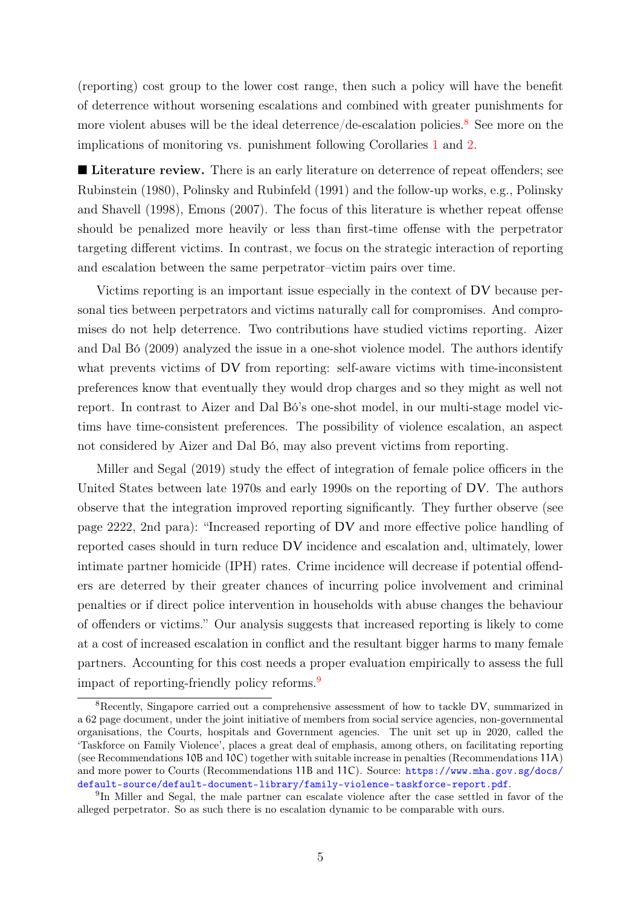(reporting) cost group to the lower cost range, then such a policy will have the benefit of deterrence without worsening escalations and combined with greater punishments for more violent abuses will be the ideal deterrence/de-escalation policies.[8] See more on the implications of monitoring vs. punishment following Corollaries 1 and 2.

■ **Literature review.** There is an early literature on deterrence of repeat offenders; see Rubinstein (1980), Polinsky and Rubinfeld (1991) and the follow-up works, e.g., Polinsky and Shavell (1998), Emons (2007). The focus of this literature is whether repeat offense should be penalized more heavily or less than first-time offense with the perpetrator targeting different victims. In contrast, we focus on the strategic interaction of reporting and escalation between the same perpetrator–victim pairs over time.

Victims reporting is an important issue especially in the context of DV because personal ties between perpetrators and victims naturally call for compromises. And compromises do not help deterrence. Two contributions have studied victims reporting. Aizer and Dal Bó (2009) analyzed the issue in a one-shot violence model. The authors identify what prevents victims of DV from reporting: self-aware victims with time-inconsistent preferences know that eventually they would drop charges and so they might as well not report. In contrast to Aizer and Dal Bó's one-shot model, in our multi-stage model victims have time-consistent preferences. The possibility of violence escalation, an aspect not considered by Aizer and Dal Bó, may also prevent victims from reporting.

Miller and Segal (2019) study the effect of integration of female police officers in the United States between late 1970s and early 1990s on the reporting of DV. The authors observe that the integration improved reporting significantly. They further observe (see page 2222, 2nd para): "Increased reporting of DV and more effective police handling of reported cases should in turn reduce DV incidence and escalation and, ultimately, lower intimate partner homicide (IPH) rates. Crime incidence will decrease if potential offenders are deterred by their greater chances of incurring police involvement and criminal penalties or if direct police intervention in households with abuse changes the behaviour of offenders or victims." Our analysis suggests that increased reporting is likely to come at a cost of increased escalation in conflict and the resultant bigger harms to many female partners. Accounting for this cost needs a proper evaluation empirically to assess the full impact of reporting-friendly policy reforms.[9]

[8] Recently, Singapore carried out a comprehensive assessment of how to tackle DV, summarized in a 62 page document, under the joint initiative of members from social service agencies, non-governmental organisations, the Courts, hospitals and Government agencies. The unit set up in 2020, called the 'Taskforce on Family Violence', places a great deal of emphasis, among others, on facilitating reporting (see Recommendations 10B and 10C) together with suitable increase in penalties (Recommendations 11A) and more power to Courts (Recommendations 11B and 11C). Source: https://www.mha.gov.sg/docs/default-source/default-document-library/family-violence-taskforce-report.pdf.

[9] In Miller and Segal, the male partner can escalate violence after the case settled in favor of the alleged perpetrator. So as such there is no escalation dynamic to be comparable with ours.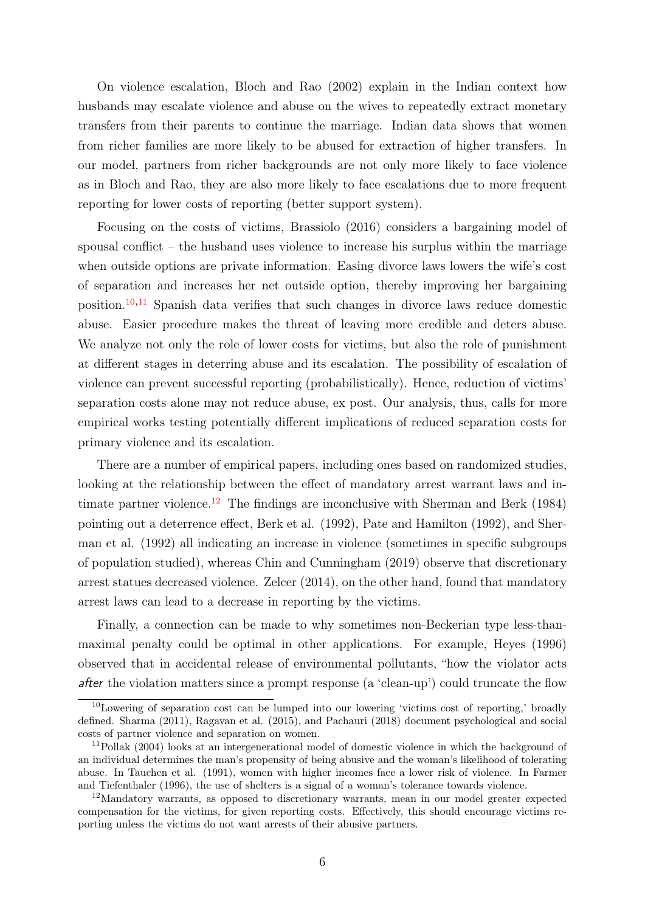On violence escalation, Bloch and Rao (2002) explain in the Indian context how husbands may escalate violence and abuse on the wives to repeatedly extract monetary transfers from their parents to continue the marriage. Indian data shows that women from richer families are more likely to be abused for extraction of higher transfers. In our model, partners from richer backgrounds are not only more likely to face violence as in Bloch and Rao, they are also more likely to face escalations due to more frequent reporting for lower costs of reporting (better support system).

Focusing on the costs of victims, Brassiolo (2016) considers a bargaining model of spousal conflict – the husband uses violence to increase his surplus within the marriage when outside options are private information. Easing divorce laws lowers the wife's cost of separation and increases her net outside option, thereby improving her bargaining position.[10,11] Spanish data verifies that such changes in divorce laws reduce domestic abuse. Easier procedure makes the threat of leaving more credible and deters abuse. We analyze not only the role of lower costs for victims, but also the role of punishment at different stages in deterring abuse and its escalation. The possibility of escalation of violence can prevent successful reporting (probabilistically). Hence, reduction of victims' separation costs alone may not reduce abuse, ex post. Our analysis, thus, calls for more empirical works testing potentially different implications of reduced separation costs for primary violence and its escalation.

There are a number of empirical papers, including ones based on randomized studies, looking at the relationship between the effect of mandatory arrest warrant laws and intimate partner violence.[12] The findings are inconclusive with Sherman and Berk (1984) pointing out a deterrence effect, Berk et al. (1992), Pate and Hamilton (1992), and Sherman et al. (1992) all indicating an increase in violence (sometimes in specific subgroups of population studied), whereas Chin and Cunningham (2019) observe that discretionary arrest statues decreased violence. Zelcer (2014), on the other hand, found that mandatory arrest laws can lead to a decrease in reporting by the victims.

Finally, a connection can be made to why sometimes non-Beckerian type less-than-maximal penalty could be optimal in other applications. For example, Heyes (1996) observed that in accidental release of environmental pollutants, "how the violator acts *after* the violation matters since a prompt response (a 'clean-up') could truncate the flow

[10] Lowering of separation cost can be lumped into our lowering 'victims cost of reporting,' broadly defined. Sharma (2011), Ragavan et al. (2015), and Pachauri (2018) document psychological and social costs of partner violence and separation on women.

[11] Pollak (2004) looks at an intergenerational model of domestic violence in which the background of an individual determines the man's propensity of being abusive and the woman's likelihood of tolerating abuse. In Tauchen et al. (1991), women with higher incomes face a lower risk of violence. In Farmer and Tiefenthaler (1996), the use of shelters is a signal of a woman's tolerance towards violence.

[12] Mandatory warrants, as opposed to discretionary warrants, mean in our model greater expected compensation for the victims, for given reporting costs. Effectively, this should encourage victims reporting unless the victims do not want arrests of their abusive partners.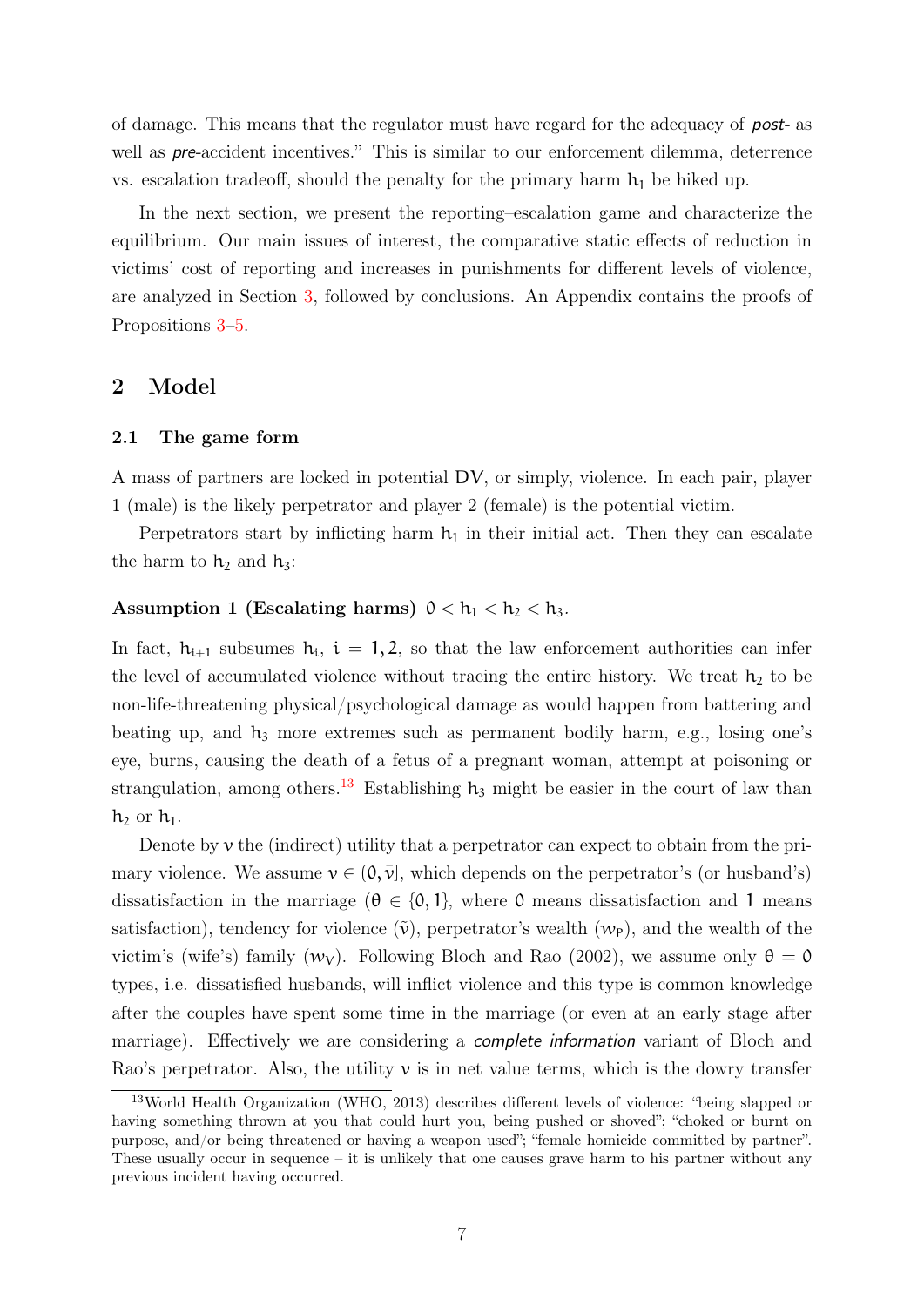of damage. This means that the regulator must have regard for the adequacy of *post-* as well as *pre-*accident incentives." This is similar to our enforcement dilemma, deterrence vs. escalation tradeoff, should the penalty for the primary harm $h_1$ be hiked up.

In the next section, we present the reporting–escalation game and characterize the equilibrium. Our main issues of interest, the comparative static effects of reduction in victims' cost of reporting and increases in punishments for different levels of violence, are analyzed in Section 3, followed by conclusions. An Appendix contains the proofs of Propositions 3–5.

## 2 Model

### 2.1 The game form

A mass of partners are locked in potential DV, or simply, violence. In each pair, player 1 (male) is the likely perpetrator and player 2 (female) is the potential victim.

Perpetrators start by inflicting harm $h_1$ in their initial act. Then they can escalate the harm to $h_2$ and $h_3$:

**Assumption 1 (Escalating harms)** $0 < h_1 < h_2 < h_3$.

In fact, $h_{i+1}$ subsumes $h_i$, $i = 1, 2$, so that the law enforcement authorities can infer the level of accumulated violence without tracing the entire history. We treat $h_2$ to be non-life-threatening physical/psychological damage as would happen from battering and beating up, and $h_3$ more extremes such as permanent bodily harm, e.g., losing one's eye, burns, causing the death of a fetus of a pregnant woman, attempt at poisoning or strangulation, among others.[13] Establishing $h_3$ might be easier in the court of law than $h_2$ or $h_1$.

Denote by $v$ the (indirect) utility that a perpetrator can expect to obtain from the primary violence. We assume $v \in (0, \bar{v}]$, which depends on the perpetrator's (or husband's) dissatisfaction in the marriage ($\theta \in \{0, 1\}$, where 0 means dissatisfaction and 1 means satisfaction), tendency for violence ($\tilde{v}$), perpetrator's wealth ($w_P$), and the wealth of the victim's (wife's) family ($w_V$). Following Bloch and Rao (2002), we assume only $\theta = 0$ types, i.e. dissatisfied husbands, will inflict violence and this type is common knowledge after the couples have spent some time in the marriage (or even at an early stage after marriage). Effectively we are considering a *complete information* variant of Bloch and Rao's perpetrator. Also, the utility $v$ is in net value terms, which is the dowry transfer

[13] World Health Organization (WHO, 2013) describes different levels of violence: "being slapped or having something thrown at you that could hurt you, being pushed or shoved"; "choked or burnt on purpose, and/or being threatened or having a weapon used"; "female homicide committed by partner". These usually occur in sequence – it is unlikely that one causes grave harm to his partner without any previous incident having occurred.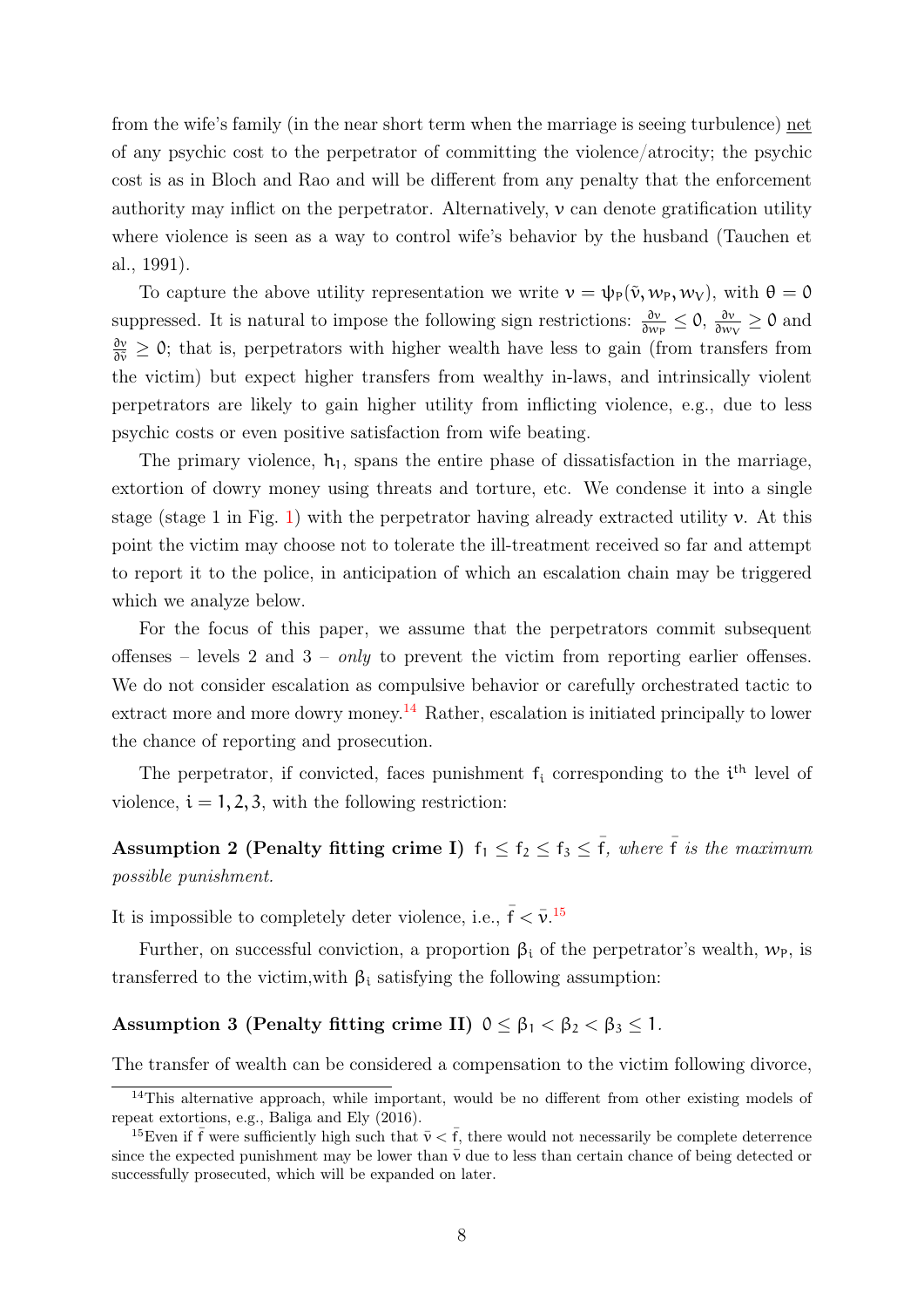from the wife's family (in the near short term when the marriage is seeing turbulence) net of any psychic cost to the perpetrator of committing the violence/atrocity; the psychic cost is as in Bloch and Rao and will be different from any penalty that the enforcement authority may inflict on the perpetrator. Alternatively, $\nu$ can denote gratification utility where violence is seen as a way to control wife's behavior by the husband (Tauchen et al., 1991).

To capture the above utility representation we write $\nu = \psi_P(\tilde{\nu}, w_P, w_V)$, with $\theta = 0$ suppressed. It is natural to impose the following sign restrictions: $\frac{\partial \nu}{\partial w_P} \leq 0$, $\frac{\partial \nu}{\partial w_V} \geq 0$ and $\frac{\partial \nu}{\partial \tilde{\nu}} \geq 0$; that is, perpetrators with higher wealth have less to gain (from transfers from the victim) but expect higher transfers from wealthy in-laws, and intrinsically violent perpetrators are likely to gain higher utility from inflicting violence, e.g., due to less psychic costs or even positive satisfaction from wife beating.

The primary violence, $h_1$, spans the entire phase of dissatisfaction in the marriage, extortion of dowry money using threats and torture, etc. We condense it into a single stage (stage 1 in Fig. 1) with the perpetrator having already extracted utility $\nu$. At this point the victim may choose not to tolerate the ill-treatment received so far and attempt to report it to the police, in anticipation of which an escalation chain may be triggered which we analyze below.

For the focus of this paper, we assume that the perpetrators commit subsequent offenses – levels 2 and 3 – *only* to prevent the victim from reporting earlier offenses. We do not consider escalation as compulsive behavior or carefully orchestrated tactic to extract more and more dowry money.[14] Rather, escalation is initiated principally to lower the chance of reporting and prosecution.

The perpetrator, if convicted, faces punishment $f_i$ corresponding to the $i^{\text{th}}$ level of violence, $i = 1, 2, 3$, with the following restriction:

**Assumption 2 (Penalty fitting crime I)** $f_1 \leq f_2 \leq f_3 \leq \bar{f}$, *where* $\bar{f}$ *is the maximum possible punishment.*

It is impossible to completely deter violence, i.e., $\bar{f} < \bar{\nu}$.[15]

Further, on successful conviction, a proportion $\beta_i$ of the perpetrator's wealth, $w_P$, is transferred to the victim,with $\beta_i$ satisfying the following assumption:

**Assumption 3 (Penalty fitting crime II)** $0 \leq \beta_1 < \beta_2 < \beta_3 \leq 1$.

The transfer of wealth can be considered a compensation to the victim following divorce,

[14]This alternative approach, while important, would be no different from other existing models of repeat extortions, e.g., Baliga and Ely (2016).

[15]Even if $\bar{f}$ were sufficiently high such that $\bar{\nu} < \bar{f}$, there would not necessarily be complete deterrence since the expected punishment may be lower than $\bar{\nu}$ due to less than certain chance of being detected or successfully prosecuted, which will be expanded on later.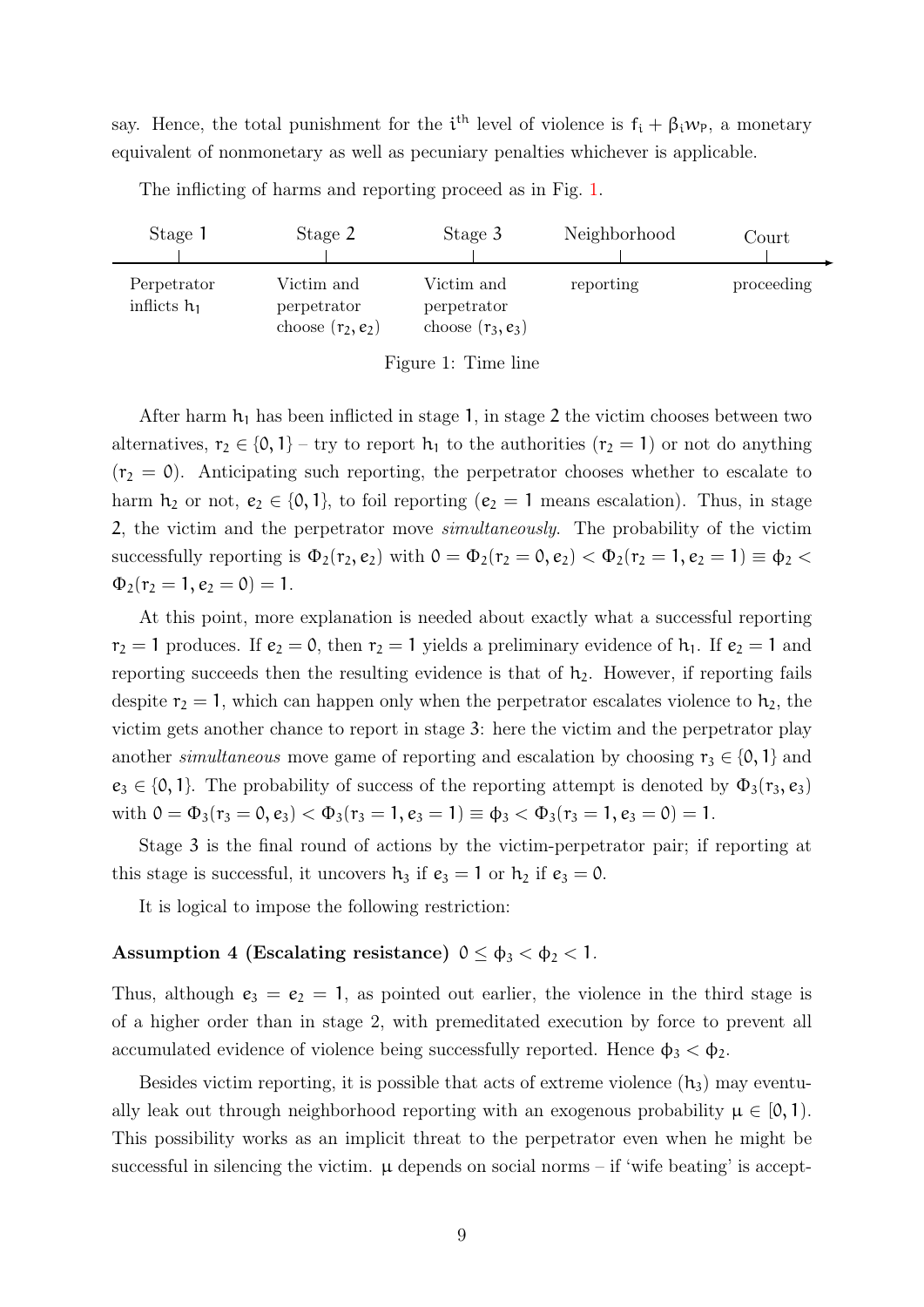say. Hence, the total punishment for the $i^{\text{th}}$ level of violence is $f_i + \beta_i w_P$, a monetary equivalent of nonmonetary as well as pecuniary penalties whichever is applicable.

The inflicting of harms and reporting proceed as in Fig. 1.

| Stage 1 | Stage 2 | Stage 3 | Neighborhood | Court |
|---|---|---|---|---|
| Perpetrator inflicts $h_1$ | Victim and perpetrator choose $(r_2, e_2)$ | Victim and perpetrator choose $(r_3, e_3)$ | reporting | proceeding |

Figure 1: Time line

After harm $h_1$ has been inflicted in stage 1, in stage 2 the victim chooses between two alternatives, $r_2 \in \{0, 1\}$ – try to report $h_1$ to the authorities ($r_2 = 1$) or not do anything ($r_2 = 0$). Anticipating such reporting, the perpetrator chooses whether to escalate to harm $h_2$ or not, $e_2 \in \{0, 1\}$, to foil reporting ($e_2 = 1$ means escalation). Thus, in stage 2, the victim and the perpetrator move *simultaneously*. The probability of the victim successfully reporting is $\Phi_2(r_2, e_2)$ with $0 = \Phi_2(r_2 = 0, e_2) < \Phi_2(r_2 = 1, e_2 = 1) \equiv \phi_2 < \Phi_2(r_2 = 1, e_2 = 0) = 1$.

At this point, more explanation is needed about exactly what a successful reporting $r_2 = 1$ produces. If $e_2 = 0$, then $r_2 = 1$ yields a preliminary evidence of $h_1$. If $e_2 = 1$ and reporting succeeds then the resulting evidence is that of $h_2$. However, if reporting fails despite $r_2 = 1$, which can happen only when the perpetrator escalates violence to $h_2$, the victim gets another chance to report in stage 3: here the victim and the perpetrator play another *simultaneous* move game of reporting and escalation by choosing $r_3 \in \{0, 1\}$ and $e_3 \in \{0, 1\}$. The probability of success of the reporting attempt is denoted by $\Phi_3(r_3, e_3)$ with $0 = \Phi_3(r_3 = 0, e_3) < \Phi_3(r_3 = 1, e_3 = 1) \equiv \phi_3 < \Phi_3(r_3 = 1, e_3 = 0) = 1$.

Stage 3 is the final round of actions by the victim-perpetrator pair; if reporting at this stage is successful, it uncovers $h_3$ if $e_3 = 1$ or $h_2$ if $e_3 = 0$.

It is logical to impose the following restriction:

**Assumption 4 (Escalating resistance)** $0 \leq \phi_3 < \phi_2 < 1$.

Thus, although $e_3 = e_2 = 1$, as pointed out earlier, the violence in the third stage is of a higher order than in stage 2, with premeditated execution by force to prevent all accumulated evidence of violence being successfully reported. Hence $\phi_3 < \phi_2$.

Besides victim reporting, it is possible that acts of extreme violence ($h_3$) may eventually leak out through neighborhood reporting with an exogenous probability $\mu \in [0, 1)$. This possibility works as an implicit threat to the perpetrator even when he might be successful in silencing the victim. $\mu$ depends on social norms – if 'wife beating' is accept-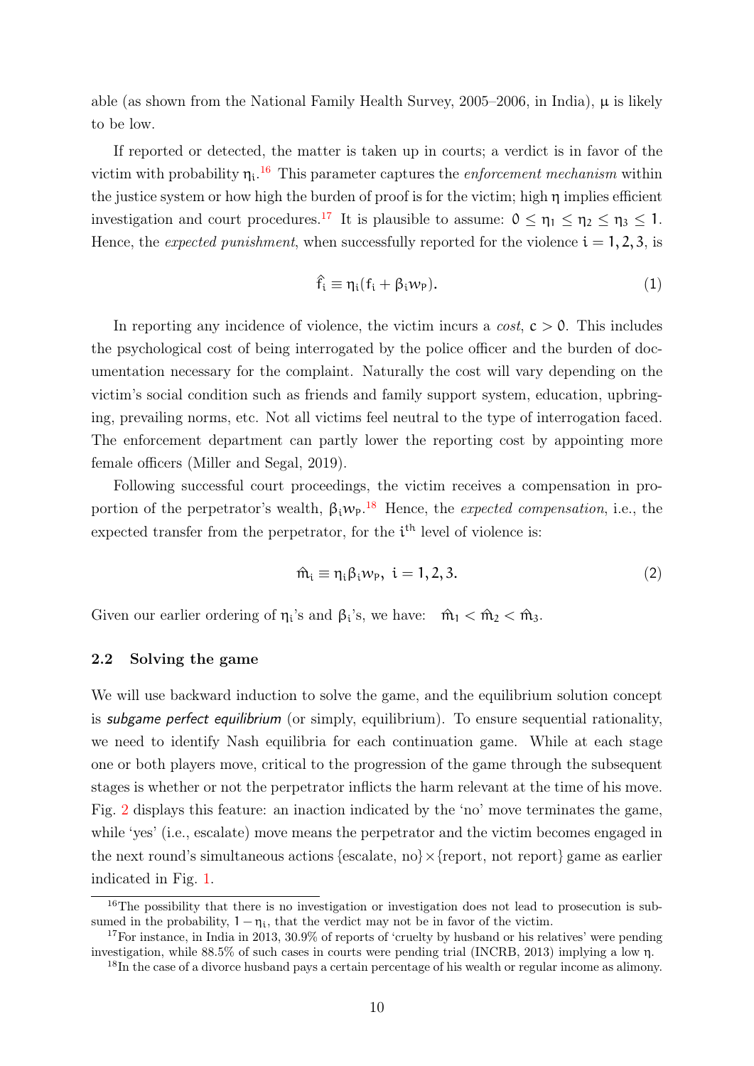able (as shown from the National Family Health Survey, 2005–2006, in India), $\mu$ is likely to be low.

If reported or detected, the matter is taken up in courts; a verdict is in favor of the victim with probability $\eta_i$.[16] This parameter captures the *enforcement mechanism* within the justice system or how high the burden of proof is for the victim; high $\eta$ implies efficient investigation and court procedures.[17] It is plausible to assume: $0 \leq \eta_1 \leq \eta_2 \leq \eta_3 \leq 1$. Hence, the *expected punishment*, when successfully reported for the violence $i = 1, 2, 3$, is

$$\hat{f}_i \equiv \eta_i(f_i + \beta_i w_P). \tag{1}$$

In reporting any incidence of violence, the victim incurs a *cost*, $c > 0$. This includes the psychological cost of being interrogated by the police officer and the burden of documentation necessary for the complaint. Naturally the cost will vary depending on the victim's social condition such as friends and family support system, education, upbringing, prevailing norms, etc. Not all victims feel neutral to the type of interrogation faced. The enforcement department can partly lower the reporting cost by appointing more female officers (Miller and Segal, 2019).

Following successful court proceedings, the victim receives a compensation in proportion of the perpetrator's wealth, $\beta_i w_P$.[18] Hence, the *expected compensation*, i.e., the expected transfer from the perpetrator, for the $i^{\text{th}}$ level of violence is:

$$\hat{m}_i \equiv \eta_i \beta_i w_P, \; i = 1, 2, 3. \tag{2}$$

Given our earlier ordering of $\eta_i$'s and $\beta_i$'s, we have: $\hat{m}_1 < \hat{m}_2 < \hat{m}_3$.

### 2.2 Solving the game

We will use backward induction to solve the game, and the equilibrium solution concept is *subgame perfect equilibrium* (or simply, equilibrium). To ensure sequential rationality, we need to identify Nash equilibria for each continuation game. While at each stage one or both players move, critical to the progression of the game through the subsequent stages is whether or not the perpetrator inflicts the harm relevant at the time of his move. Fig. 2 displays this feature: an inaction indicated by the 'no' move terminates the game, while 'yes' (i.e., escalate) move means the perpetrator and the victim becomes engaged in the next round's simultaneous actions {escalate, no} × {report, not report} game as earlier indicated in Fig. 1.

---

[16] The possibility that there is no investigation or investigation does not lead to prosecution is subsumed in the probability, $1 - \eta_i$, that the verdict may not be in favor of the victim.

[17] For instance, in India in 2013, 30.9% of reports of 'cruelty by husband or his relatives' were pending investigation, while 88.5% of such cases in courts were pending trial (INCRB, 2013) implying a low $\eta$.

[18] In the case of a divorce husband pays a certain percentage of his wealth or regular income as alimony.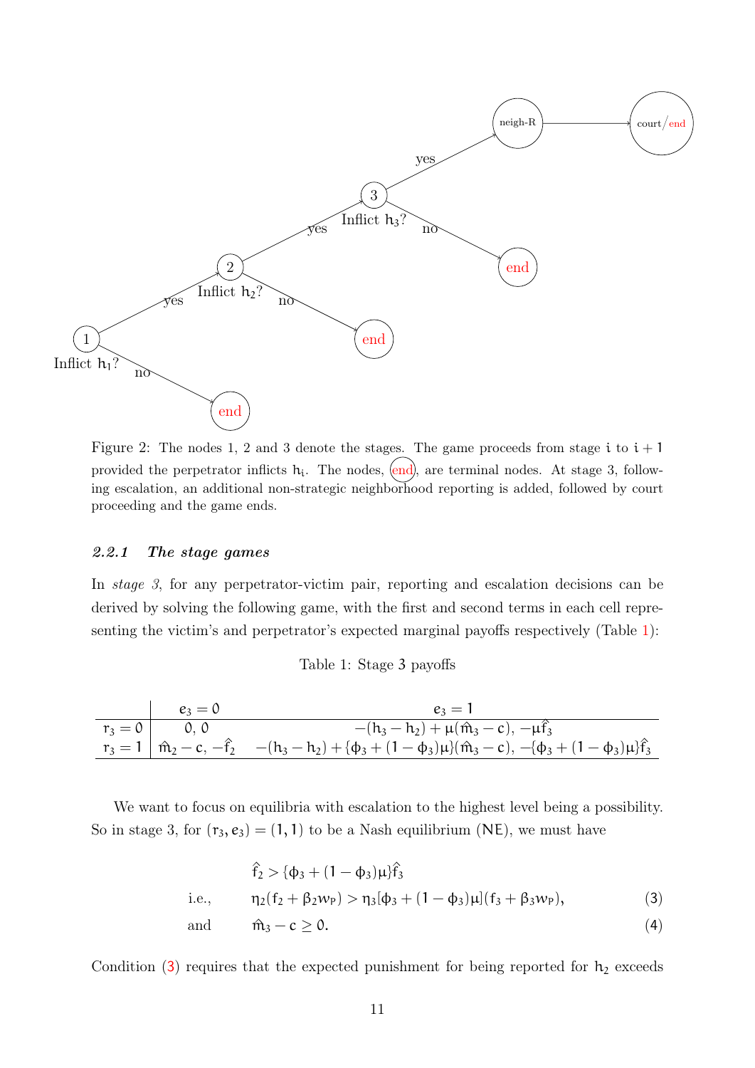Figure 2: The nodes 1, 2 and 3 denote the stages. The game proceeds from stage $i$ to $i+1$ provided the perpetrator inflicts $h_i$. The nodes, (end), are terminal nodes. At stage 3, following escalation, an additional non-strategic neighborhood reporting is added, followed by court proceeding and the game ends.

#### *2.2.1 The stage games*

In *stage 3*, for any perpetrator-victim pair, reporting and escalation decisions can be derived by solving the following game, with the first and second terms in each cell representing the victim's and perpetrator's expected marginal payoffs respectively (Table 1):

Table 1: Stage 3 payoffs

| | $e_3 = 0$ | $e_3 = 1$ |
|---|---|---|
| $r_3 = 0$ | $0,\ 0$ | $-(h_3 - h_2) + \mu(\hat{m}_3 - c),\ -\mu\hat{f}_3$ |
| $r_3 = 1$ | $\hat{m}_2 - c,\ -\hat{f}_2$ | $-(h_3 - h_2) + \{\phi_3 + (1-\phi_3)\mu\}(\hat{m}_3 - c),\ -\{\phi_3 + (1-\phi_3)\mu\}\hat{f}_3$ |

We want to focus on equilibria with escalation to the highest level being a possibility. So in stage 3, for $(r_3, e_3) = (1, 1)$ to be a Nash equilibrium (NE), we must have

$$\hat{f}_2 > \{\phi_3 + (1-\phi_3)\mu\}\hat{f}_3$$

$$\text{i.e.,} \qquad \eta_2(f_2 + \beta_2 w_P) > \eta_3[\phi_3 + (1-\phi_3)\mu](f_3 + \beta_3 w_P), \tag{3}$$

$$\text{and} \qquad \hat{m}_3 - c \geq 0. \tag{4}$$

Condition (3) requires that the expected punishment for being reported for $h_2$ exceeds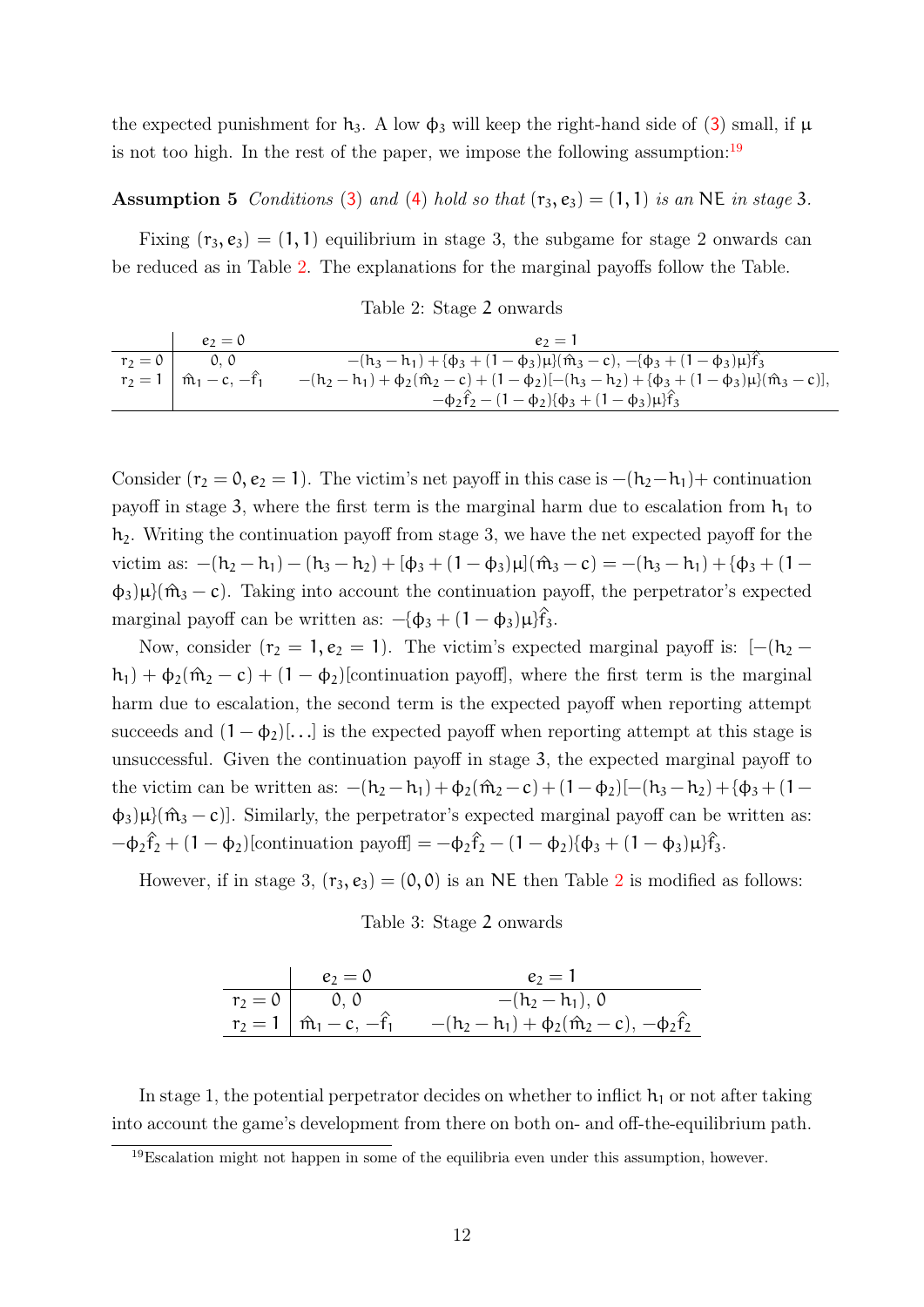the expected punishment for $h_3$. A low $\phi_3$ will keep the right-hand side of (3) small, if $\mu$ is not too high. In the rest of the paper, we impose the following assumption:[19]

**Assumption 5** *Conditions* (3) *and* (4) *hold so that* $(r_3, e_3) = (1, 1)$ *is an* NE *in stage* 3*.*

Fixing $(r_3, e_3) = (1, 1)$ equilibrium in stage 3, the subgame for stage 2 onwards can be reduced as in Table 2. The explanations for the marginal payoffs follow the Table.

Table 2: Stage 2 onwards

| | $e_2 = 0$ | $e_2 = 1$ |
|---|---|---|
| $r_2 = 0$ | $0, 0$ | $-(h_3 - h_1) + \{\phi_3 + (1-\phi_3)\mu\}(\hat{m}_3 - c), -\{\phi_3 + (1-\phi_3)\mu\}\hat{f}_3$ |
| $r_2 = 1$ | $\hat{m}_1 - c, -\hat{f}_1$ | $-(h_2 - h_1) + \phi_2(\hat{m}_2 - c) + (1-\phi_2)[-(h_3 - h_2) + \{\phi_3 + (1-\phi_3)\mu\}(\hat{m}_3 - c)],$ $-\phi_2\hat{f}_2 - (1-\phi_2)\{\phi_3 + (1-\phi_3)\mu\}\hat{f}_3$ |

Consider $(r_2 = 0, e_2 = 1)$. The victim's net payoff in this case is $-(h_2 - h_1)+$ continuation payoff in stage 3, where the first term is the marginal harm due to escalation from $h_1$ to $h_2$. Writing the continuation payoff from stage 3, we have the net expected payoff for the victim as: $-(h_2 - h_1) - (h_3 - h_2) + [\phi_3 + (1-\phi_3)\mu](\hat{m}_3 - c) = -(h_3 - h_1) + \{\phi_3 + (1-\phi_3)\mu\}(\hat{m}_3 - c)$. Taking into account the continuation payoff, the perpetrator's expected marginal payoff can be written as: $-\{\phi_3 + (1-\phi_3)\mu\}\hat{f}_3$.

Now, consider $(r_2 = 1, e_2 = 1)$. The victim's expected marginal payoff is: $[-(h_2 - h_1) + \phi_2(\hat{m}_2 - c) + (1-\phi_2)$[continuation payoff], where the first term is the marginal harm due to escalation, the second term is the expected payoff when reporting attempt succeeds and $(1-\phi_2)[\ldots]$ is the expected payoff when reporting attempt at this stage is unsuccessful. Given the continuation payoff in stage 3, the expected marginal payoff to the victim can be written as: $-(h_2 - h_1) + \phi_2(\hat{m}_2 - c) + (1-\phi_2)[-(h_3 - h_2) + \{\phi_3 + (1-\phi_3)\mu\}(\hat{m}_3 - c)]$. Similarly, the perpetrator's expected marginal payoff can be written as: $-\phi_2\hat{f}_2 + (1-\phi_2)$[continuation payoff] $= -\phi_2\hat{f}_2 - (1-\phi_2)\{\phi_3 + (1-\phi_3)\mu\}\hat{f}_3$.

However, if in stage 3, $(r_3, e_3) = (0, 0)$ is an NE then Table 2 is modified as follows:

Table 3: Stage 2 onwards

| | $e_2 = 0$ | $e_2 = 1$ |
|---|---|---|
| $r_2 = 0$ | $0, 0$ | $-(h_2 - h_1), 0$ |
| $r_2 = 1$ | $\hat{m}_1 - c, -\hat{f}_1$ | $-(h_2 - h_1) + \phi_2(\hat{m}_2 - c), -\phi_2\hat{f}_2$ |

In stage 1, the potential perpetrator decides on whether to inflict $h_1$ or not after taking into account the game's development from there on both on- and off-the-equilibrium path.

[19] Escalation might not happen in some of the equilibria even under this assumption, however.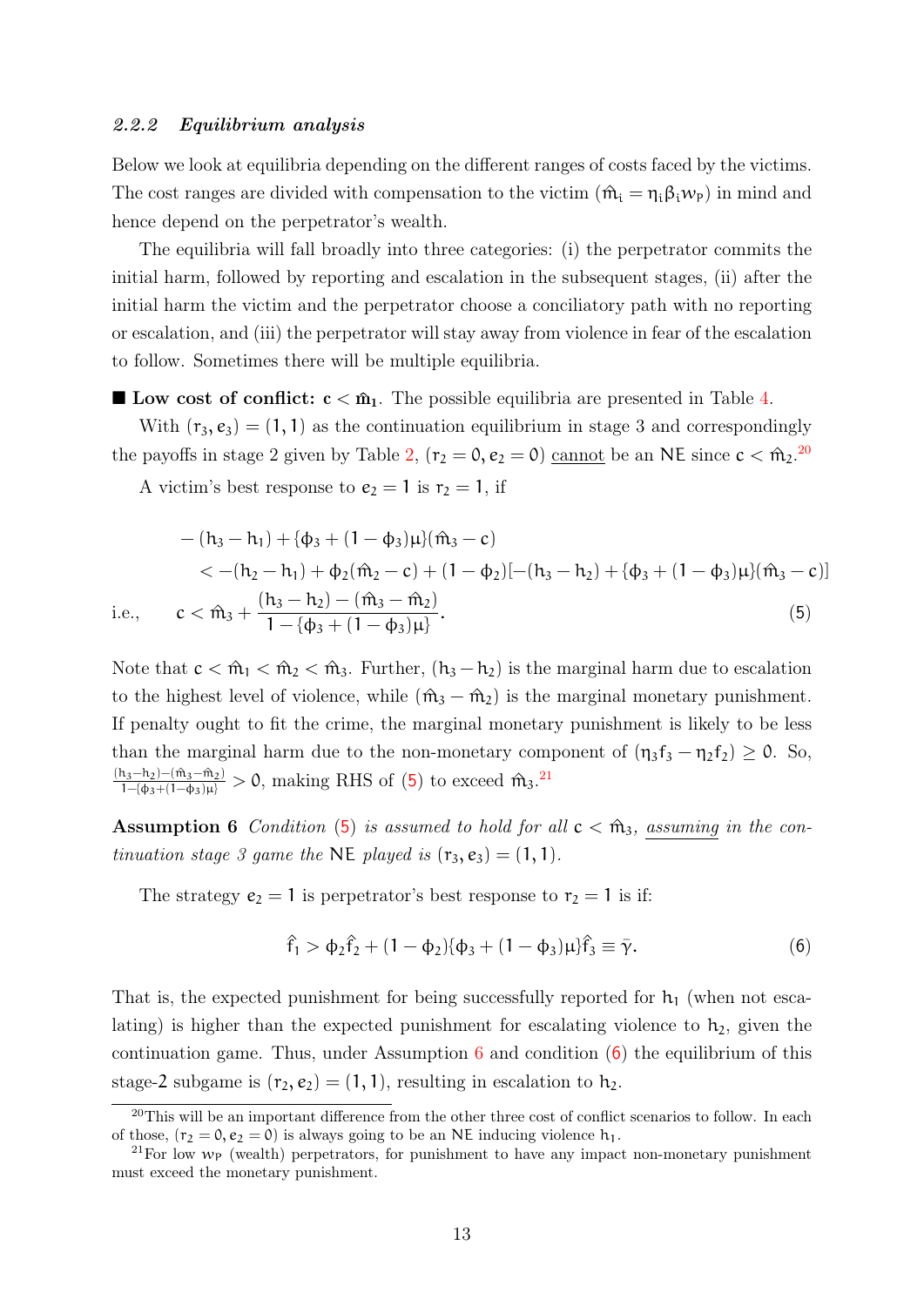### 2.2.2 *Equilibrium analysis*

Below we look at equilibria depending on the different ranges of costs faced by the victims. The cost ranges are divided with compensation to the victim ($\hat{m}_i = \eta_i \beta_i w_P$) in mind and hence depend on the perpetrator's wealth.

The equilibria will fall broadly into three categories: (i) the perpetrator commits the initial harm, followed by reporting and escalation in the subsequent stages, (ii) after the initial harm the victim and the perpetrator choose a conciliatory path with no reporting or escalation, and (iii) the perpetrator will stay away from violence in fear of the escalation to follow. Sometimes there will be multiple equilibria.

■ **Low cost of conflict: $c < \hat{m}_1$.** The possible equilibria are presented in Table 4.

With $(r_3, e_3) = (1, 1)$ as the continuation equilibrium in stage 3 and correspondingly the payoffs in stage 2 given by Table 2, $(r_2 = 0, e_2 = 0)$ <u>cannot</u> be an NE since $c < \hat{m}_2$.[20]

A victim's best response to $e_2 = 1$ is $r_2 = 1$, if

$$
\begin{aligned}
&-(h_3 - h_1) + \{\phi_3 + (1 - \phi_3)\mu\}(\hat{m}_3 - c) \\
&\qquad < -(h_2 - h_1) + \phi_2(\hat{m}_2 - c) + (1 - \phi_2)[-(h_3 - h_2) + \{\phi_3 + (1 - \phi_3)\mu\}(\hat{m}_3 - c)] \\
\text{i.e.,} \qquad &c < \hat{m}_3 + \frac{(h_3 - h_2) - (\hat{m}_3 - \hat{m}_2)}{1 - \{\phi_3 + (1 - \phi_3)\mu\}}. \qquad (5)
\end{aligned}
$$

Note that $c < \hat{m}_1 < \hat{m}_2 < \hat{m}_3$. Further, $(h_3 - h_2)$ is the marginal harm due to escalation to the highest level of violence, while $(\hat{m}_3 - \hat{m}_2)$ is the marginal monetary punishment. If penalty ought to fit the crime, the marginal monetary punishment is likely to be less than the marginal harm due to the non-monetary component of $(\eta_3 f_3 - \eta_2 f_2) \geq 0$. So, $\frac{(h_3 - h_2) - (\hat{m}_3 - \hat{m}_2)}{1 - \{\phi_3 + (1 - \phi_3)\mu\}} > 0$, making RHS of (5) to exceed $\hat{m}_3$.[21]

**Assumption 6** *Condition (5) is assumed to hold for all $c < \hat{m}_3$, <u>assuming</u> in the continuation stage 3 game the NE played is $(r_3, e_3) = (1, 1)$.*

The strategy $e_2 = 1$ is perpetrator's best response to $r_2 = 1$ is if:

$$
\hat{f}_1 > \phi_2 \hat{f}_2 + (1 - \phi_2)\{\phi_3 + (1 - \phi_3)\mu\}\hat{f}_3 \equiv \bar{\gamma}. \qquad (6)
$$

That is, the expected punishment for being successfully reported for $h_1$ (when not escalating) is higher than the expected punishment for escalating violence to $h_2$, given the continuation game. Thus, under Assumption 6 and condition (6) the equilibrium of this stage-2 subgame is $(r_2, e_2) = (1, 1)$, resulting in escalation to $h_2$.

---

[20] This will be an important difference from the other three cost of conflict scenarios to follow. In each of those, $(r_2 = 0, e_2 = 0)$ is always going to be an NE inducing violence $h_1$.

[21] For low $w_P$ (wealth) perpetrators, for punishment to have any impact non-monetary punishment must exceed the monetary punishment.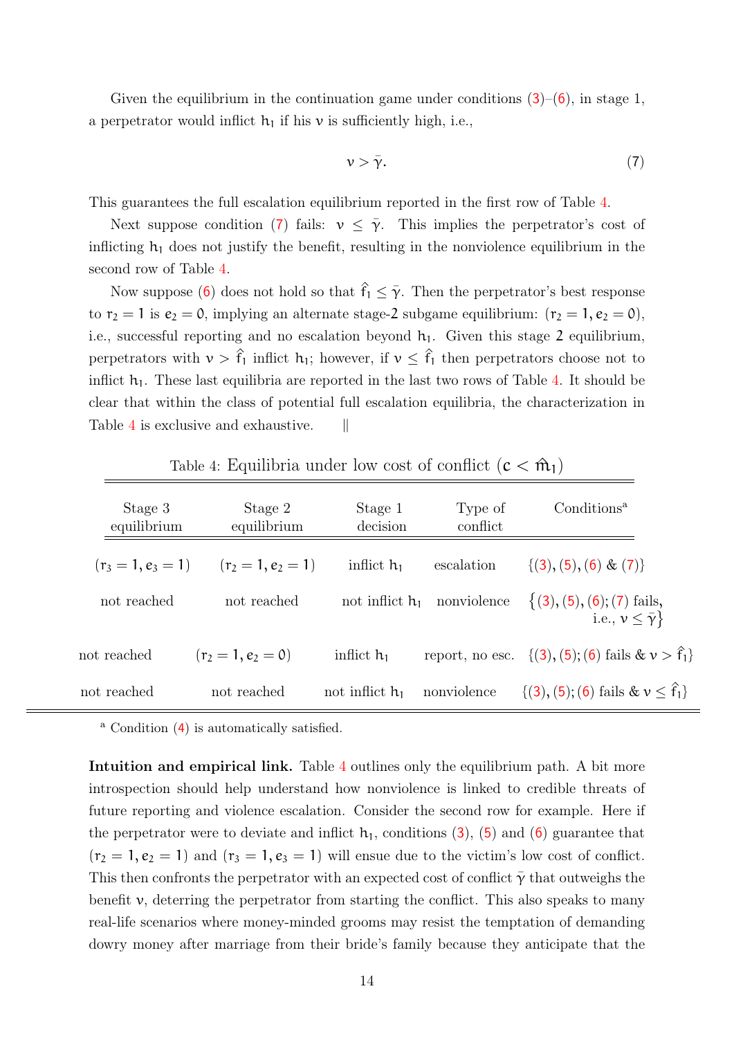Given the equilibrium in the continuation game under conditions (3)–(6), in stage 1, a perpetrator would inflict $h_1$ if his $\nu$ is sufficiently high, i.e.,

$$\nu > \bar{\gamma}. \tag{7}$$

This guarantees the full escalation equilibrium reported in the first row of Table 4.

Next suppose condition (7) fails: $\nu \leq \bar{\gamma}$. This implies the perpetrator's cost of inflicting $h_1$ does not justify the benefit, resulting in the nonviolence equilibrium in the second row of Table 4.

Now suppose (6) does not hold so that $\hat{f}_1 \leq \bar{\gamma}$. Then the perpetrator's best response to $r_2 = 1$ is $e_2 = 0$, implying an alternate stage-2 subgame equilibrium: $(r_2 = 1, e_2 = 0)$, i.e., successful reporting and no escalation beyond $h_1$. Given this stage 2 equilibrium, perpetrators with $\nu > \hat{f}_1$ inflict $h_1$; however, if $\nu \leq \hat{f}_1$ then perpetrators choose not to inflict $h_1$. These last equilibria are reported in the last two rows of Table 4. It should be clear that within the class of potential full escalation equilibria, the characterization in Table 4 is exclusive and exhaustive. ‖

Table 4: Equilibria under low cost of conflict ($c < \hat{m}_1$)

| Stage 3 equilibrium | Stage 2 equilibrium | Stage 1 decision | Type of conflict | Conditions[a] |
|---|---|---|---|---|
| $(r_3 = 1, e_3 = 1)$ | $(r_2 = 1, e_2 = 1)$ | inflict $h_1$ | escalation | {(3), (5), (6) & (7)} |
| not reached | not reached | not inflict $h_1$ | nonviolence | {(3), (5), (6); (7) fails, i.e., $\nu \leq \bar{\gamma}$} |
| not reached | $(r_2 = 1, e_2 = 0)$ | inflict $h_1$ | report, no esc. | {(3), (5); (6) fails & $\nu > \hat{f}_1$} |
| not reached | not reached | not inflict $h_1$ | nonviolence | {(3), (5); (6) fails & $\nu \leq \hat{f}_1$} |

[a] Condition (4) is automatically satisfied.

**Intuition and empirical link.** Table 4 outlines only the equilibrium path. A bit more introspection should help understand how nonviolence is linked to credible threats of future reporting and violence escalation. Consider the second row for example. Here if the perpetrator were to deviate and inflict $h_1$, conditions (3), (5) and (6) guarantee that $(r_2 = 1, e_2 = 1)$ and $(r_3 = 1, e_3 = 1)$ will ensue due to the victim's low cost of conflict. This then confronts the perpetrator with an expected cost of conflict $\bar{\gamma}$ that outweighs the benefit $\nu$, deterring the perpetrator from starting the conflict. This also speaks to many real-life scenarios where money-minded grooms may resist the temptation of demanding dowry money after marriage from their bride's family because they anticipate that the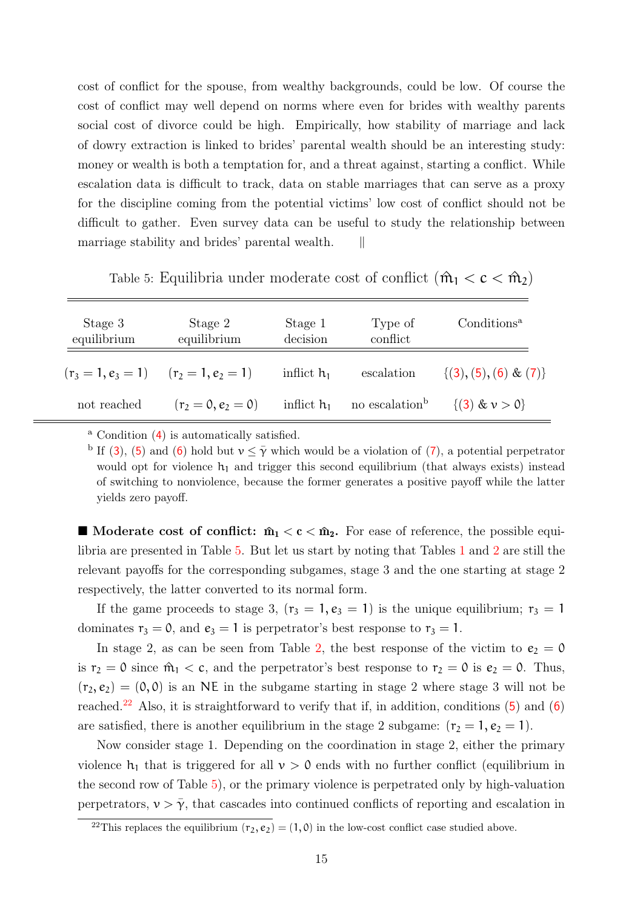cost of conflict for the spouse, from wealthy backgrounds, could be low. Of course the cost of conflict may well depend on norms where even for brides with wealthy parents social cost of divorce could be high. Empirically, how stability of marriage and lack of dowry extraction is linked to brides' parental wealth should be an interesting study: money or wealth is both a temptation for, and a threat against, starting a conflict. While escalation data is difficult to track, data on stable marriages that can serve as a proxy for the discipline coming from the potential victims' low cost of conflict should not be difficult to gather. Even survey data can be useful to study the relationship between marriage stability and brides' parental wealth. ‖

Table 5: Equilibria under moderate cost of conflict ($\hat{m}_1 < c < \hat{m}_2$)

| Stage 3 equilibrium | Stage 2 equilibrium | Stage 1 decision | Type of conflict | Conditions[a] |
|---|---|---|---|---|
| $(r_3 = 1, e_3 = 1)$ | $(r_2 = 1, e_2 = 1)$ | inflict $h_1$ | escalation | $\{(3), (5), (6)$ & $(7)\}$ |
| not reached | $(r_2 = 0, e_2 = 0)$ | inflict $h_1$ | no escalation[b] | $\{(3)$ & $v > 0\}$ |

[a] Condition (4) is automatically satisfied.

[b] If (3), (5) and (6) hold but $v \leq \bar{\gamma}$ which would be a violation of (7), a potential perpetrator would opt for violence $h_1$ and trigger this second equilibrium (that always exists) instead of switching to nonviolence, because the former generates a positive payoff while the latter yields zero payoff.

■ **Moderate cost of conflict: $\hat{m}_1 < c < \hat{m}_2$.** For ease of reference, the possible equilibria are presented in Table 5. But let us start by noting that Tables 1 and 2 are still the relevant payoffs for the corresponding subgames, stage 3 and the one starting at stage 2 respectively, the latter converted to its normal form.

If the game proceeds to stage 3, $(r_3 = 1, e_3 = 1)$ is the unique equilibrium; $r_3 = 1$ dominates $r_3 = 0$, and $e_3 = 1$ is perpetrator's best response to $r_3 = 1$.

In stage 2, as can be seen from Table 2, the best response of the victim to $e_2 = 0$ is $r_2 = 0$ since $\hat{m}_1 < c$, and the perpetrator's best response to $r_2 = 0$ is $e_2 = 0$. Thus, $(r_2, e_2) = (0, 0)$ is an NE in the subgame starting in stage 2 where stage 3 will not be reached.[22] Also, it is straightforward to verify that if, in addition, conditions (5) and (6) are satisfied, there is another equilibrium in the stage 2 subgame: $(r_2 = 1, e_2 = 1)$.

Now consider stage 1. Depending on the coordination in stage 2, either the primary violence $h_1$ that is triggered for all $v > 0$ ends with no further conflict (equilibrium in the second row of Table 5), or the primary violence is perpetrated only by high-valuation perpetrators, $v > \bar{\gamma}$, that cascades into continued conflicts of reporting and escalation in

[22] This replaces the equilibrium $(r_2, e_2) = (1, 0)$ in the low-cost conflict case studied above.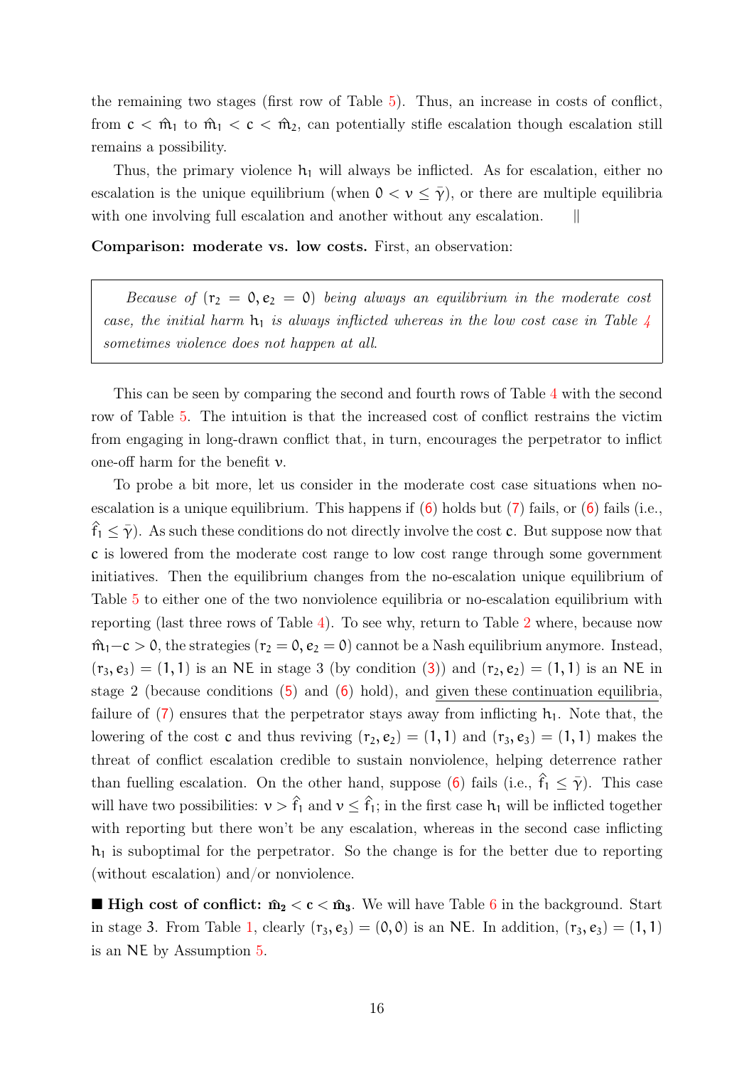the remaining two stages (first row of Table 5). Thus, an increase in costs of conflict, from $c < \hat{m}_1$ to $\hat{m}_1 < c < \hat{m}_2$, can potentially stifle escalation though escalation still remains a possibility.

Thus, the primary violence $h_1$ will always be inflicted. As for escalation, either no escalation is the unique equilibrium (when $0 < v \leq \bar{\gamma}$), or there are multiple equilibria with one involving full escalation and another without any escalation. ∥

**Comparison: moderate vs. low costs.** First, an observation:

> *Because of* $(r_2 = 0, e_2 = 0)$ *being always an equilibrium in the moderate cost case, the initial harm* $h_1$ *is always inflicted whereas in the low cost case in Table 4 sometimes violence does not happen at all.*

This can be seen by comparing the second and fourth rows of Table 4 with the second row of Table 5. The intuition is that the increased cost of conflict restrains the victim from engaging in long-drawn conflict that, in turn, encourages the perpetrator to inflict one-off harm for the benefit $v$.

To probe a bit more, let us consider in the moderate cost case situations when no-escalation is a unique equilibrium. This happens if (6) holds but (7) fails, or (6) fails (i.e., $\hat{f}_1 \leq \bar{\gamma}$). As such these conditions do not directly involve the cost $c$. But suppose now that $c$ is lowered from the moderate cost range to low cost range through some government initiatives. Then the equilibrium changes from the no-escalation unique equilibrium of Table 5 to either one of the two nonviolence equilibria or no-escalation equilibrium with reporting (last three rows of Table 4). To see why, return to Table 2 where, because now $\hat{m}_1 - c > 0$, the strategies $(r_2 = 0, e_2 = 0)$ cannot be a Nash equilibrium anymore. Instead, $(r_3, e_3) = (1, 1)$ is an NE in stage 3 (by condition (3)) and $(r_2, e_2) = (1, 1)$ is an NE in stage 2 (because conditions (5) and (6) hold), and <u>given these continuation equilibria</u>, failure of (7) ensures that the perpetrator stays away from inflicting $h_1$. Note that, the lowering of the cost $c$ and thus reviving $(r_2, e_2) = (1, 1)$ and $(r_3, e_3) = (1, 1)$ makes the threat of conflict escalation credible to sustain nonviolence, helping deterrence rather than fuelling escalation. On the other hand, suppose (6) fails (i.e., $\hat{f}_1 \leq \bar{\gamma}$). This case will have two possibilities: $v > \hat{f}_1$ and $v \leq \hat{f}_1$; in the first case $h_1$ will be inflicted together with reporting but there won't be any escalation, whereas in the second case inflicting $h_1$ is suboptimal for the perpetrator. So the change is for the better due to reporting (without escalation) and/or nonviolence.

■ **High cost of conflict:** $\hat{\mathbf{m}}_2 < \mathbf{c} < \hat{\mathbf{m}}_3$. We will have Table 6 in the background. Start in stage 3. From Table 1, clearly $(r_3, e_3) = (0, 0)$ is an NE. In addition, $(r_3, e_3) = (1, 1)$ is an NE by Assumption 5.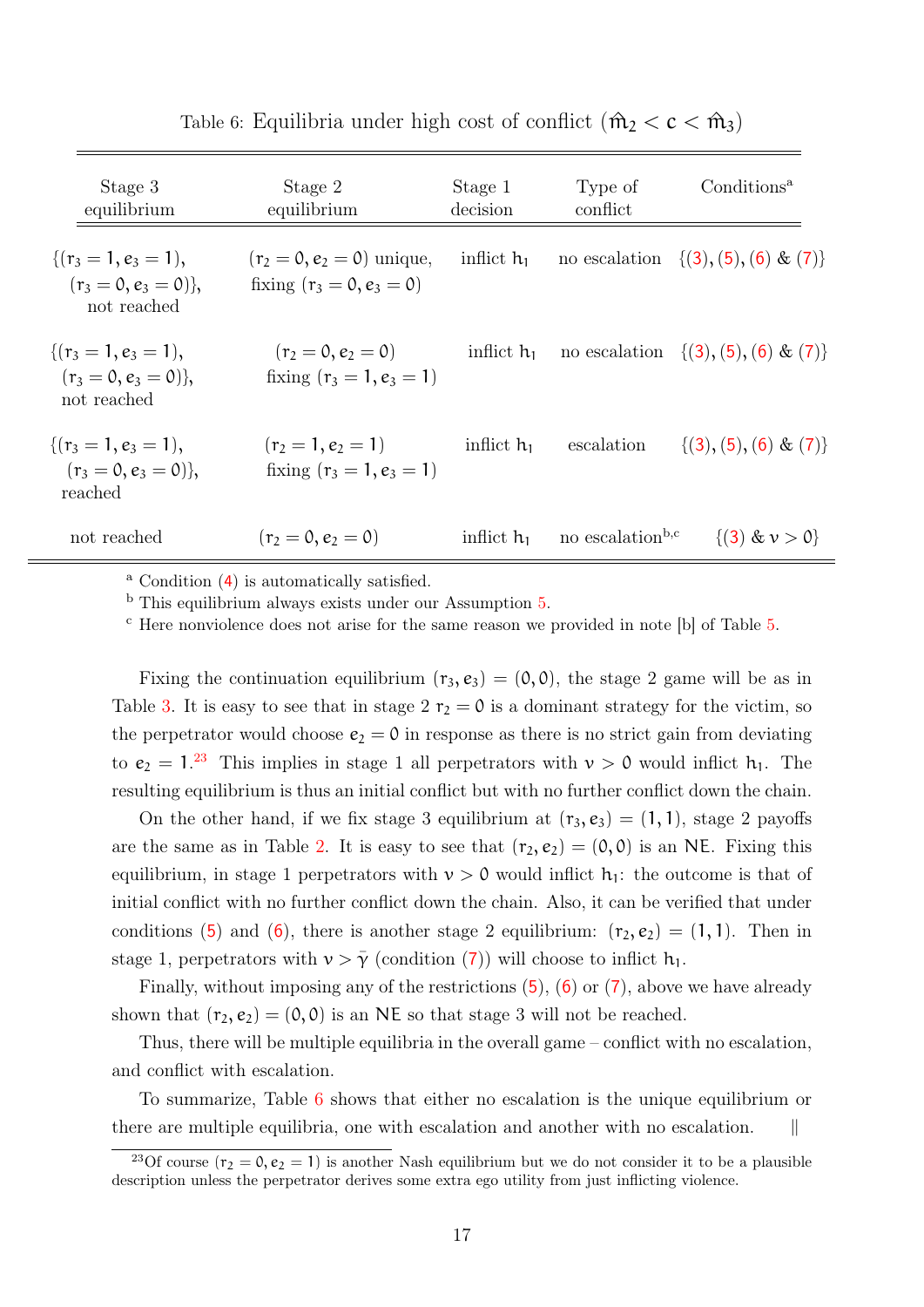Table 6: Equilibria under high cost of conflict ($\hat{m}_2 < c < \hat{m}_3$)

| Stage 3 equilibrium | Stage 2 equilibrium | Stage 1 decision | Type of conflict | Conditions[a] |
|---|---|---|---|---|
| $\{(r_3 = 1, e_3 = 1), (r_3 = 0, e_3 = 0)\}$, not reached | $(r_2 = 0, e_2 = 0)$ unique, fixing $(r_3 = 0, e_3 = 0)$ | inflict $h_1$ | no escalation | $\{(3), (5), (6)$ & $(7)\}$ |
| $\{(r_3 = 1, e_3 = 1), (r_3 = 0, e_3 = 0)\}$, not reached | $(r_2 = 0, e_2 = 0)$ fixing $(r_3 = 1, e_3 = 1)$ | inflict $h_1$ | no escalation | $\{(3), (5), (6)$ & $(7)\}$ |
| $\{(r_3 = 1, e_3 = 1), (r_3 = 0, e_3 = 0)\}$, reached | $(r_2 = 1, e_2 = 1)$ fixing $(r_3 = 1, e_3 = 1)$ | inflict $h_1$ | escalation | $\{(3), (5), (6)$ & $(7)\}$ |
| not reached | $(r_2 = 0, e_2 = 0)$ | inflict $h_1$ | no escalation[b,c] | $\{(3)$ & $\nu > 0\}$ |

[a] Condition (4) is automatically satisfied.
[b] This equilibrium always exists under our Assumption 5.
[c] Here nonviolence does not arise for the same reason we provided in note [b] of Table 5.

Fixing the continuation equilibrium $(r_3, e_3) = (0, 0)$, the stage 2 game will be as in Table 3. It is easy to see that in stage 2 $r_2 = 0$ is a dominant strategy for the victim, so the perpetrator would choose $e_2 = 0$ in response as there is no strict gain from deviating to $e_2 = 1$.[23] This implies in stage 1 all perpetrators with $\nu > 0$ would inflict $h_1$. The resulting equilibrium is thus an initial conflict but with no further conflict down the chain.

On the other hand, if we fix stage 3 equilibrium at $(r_3, e_3) = (1, 1)$, stage 2 payoffs are the same as in Table 2. It is easy to see that $(r_2, e_2) = (0, 0)$ is an NE. Fixing this equilibrium, in stage 1 perpetrators with $\nu > 0$ would inflict $h_1$: the outcome is that of initial conflict with no further conflict down the chain. Also, it can be verified that under conditions (5) and (6), there is another stage 2 equilibrium: $(r_2, e_2) = (1, 1)$. Then in stage 1, perpetrators with $\nu > \bar{\gamma}$ (condition (7)) will choose to inflict $h_1$.

Finally, without imposing any of the restrictions (5), (6) or (7), above we have already shown that $(r_2, e_2) = (0, 0)$ is an NE so that stage 3 will not be reached.

Thus, there will be multiple equilibria in the overall game – conflict with no escalation, and conflict with escalation.

To summarize, Table 6 shows that either no escalation is the unique equilibrium or there are multiple equilibria, one with escalation and another with no escalation. ||

[23] Of course $(r_2 = 0, e_2 = 1)$ is another Nash equilibrium but we do not consider it to be a plausible description unless the perpetrator derives some extra ego utility from just inflicting violence.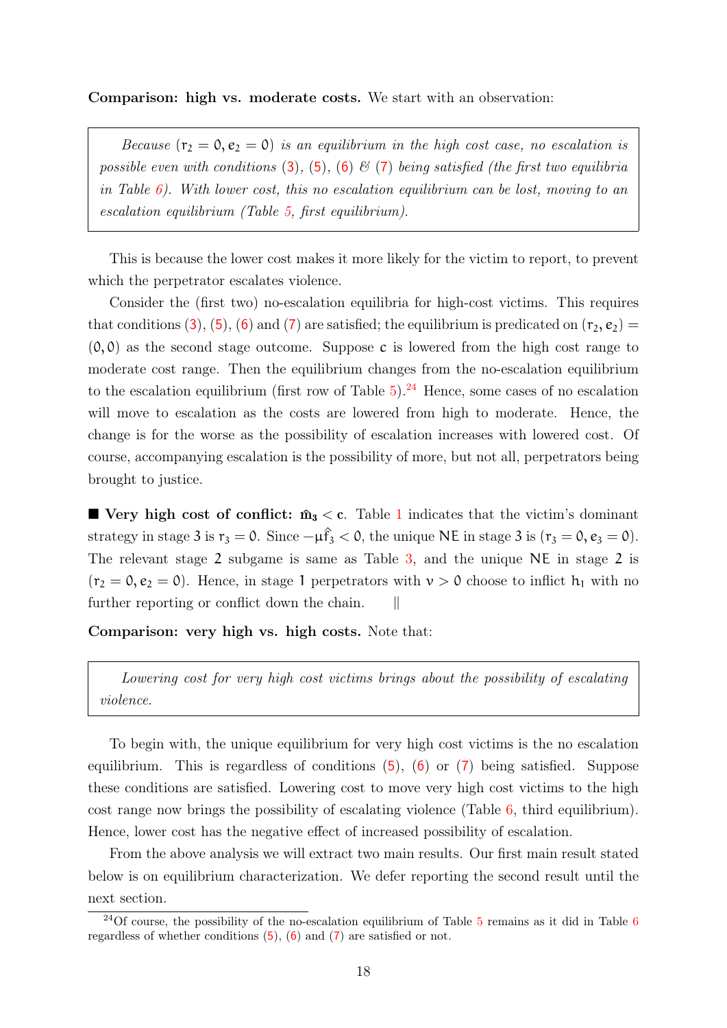**Comparison: high vs. moderate costs.** We start with an observation:

> *Because $(r_2 = 0, e_2 = 0)$ is an equilibrium in the high cost case, no escalation is possible even with conditions (3), (5), (6) & (7) being satisfied (the first two equilibria in Table 6). With lower cost, this no escalation equilibrium can be lost, moving to an escalation equilibrium (Table 5, first equilibrium).*

This is because the lower cost makes it more likely for the victim to report, to prevent which the perpetrator escalates violence.

Consider the (first two) no-escalation equilibria for high-cost victims. This requires that conditions (3), (5), (6) and (7) are satisfied; the equilibrium is predicated on $(r_2, e_2) = (0, 0)$ as the second stage outcome. Suppose $c$ is lowered from the high cost range to moderate cost range. Then the equilibrium changes from the no-escalation equilibrium to the escalation equilibrium (first row of Table 5).[24] Hence, some cases of no escalation will move to escalation as the costs are lowered from high to moderate. Hence, the change is for the worse as the possibility of escalation increases with lowered cost. Of course, accompanying escalation is the possibility of more, but not all, perpetrators being brought to justice.

■ **Very high cost of conflict: $\hat{m}_3 < c$.** Table 1 indicates that the victim's dominant strategy in stage 3 is $r_3 = 0$. Since $-\mu\hat{f}_3 < 0$, the unique NE in stage 3 is $(r_3 = 0, e_3 = 0)$. The relevant stage 2 subgame is same as Table 3, and the unique NE in stage 2 is $(r_2 = 0, e_2 = 0)$. Hence, in stage 1 perpetrators with $v > 0$ choose to inflict $h_1$ with no further reporting or conflict down the chain. ||

**Comparison: very high vs. high costs.** Note that:

> *Lowering cost for very high cost victims brings about the possibility of escalating violence.*

To begin with, the unique equilibrium for very high cost victims is the no escalation equilibrium. This is regardless of conditions (5), (6) or (7) being satisfied. Suppose these conditions are satisfied. Lowering cost to move very high cost victims to the high cost range now brings the possibility of escalating violence (Table 6, third equilibrium). Hence, lower cost has the negative effect of increased possibility of escalation.

From the above analysis we will extract two main results. Our first main result stated below is on equilibrium characterization. We defer reporting the second result until the next section.

[24] Of course, the possibility of the no-escalation equilibrium of Table 5 remains as it did in Table 6 regardless of whether conditions (5), (6) and (7) are satisfied or not.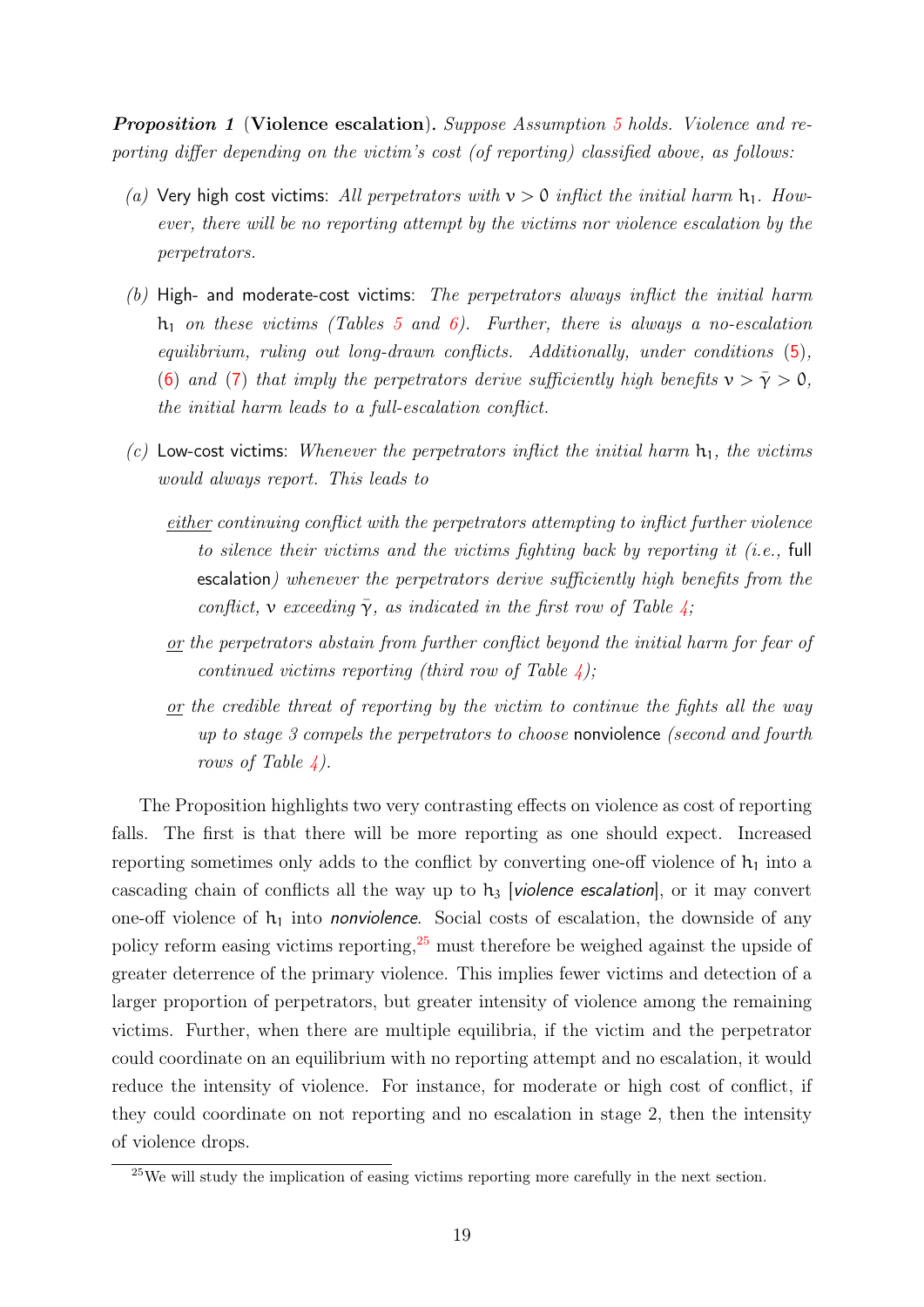***Proposition 1*** **(Violence escalation).** *Suppose Assumption 5 holds. Violence and reporting differ depending on the victim's cost (of reporting) classified above, as follows:*

*(a)* Very high cost victims: *All perpetrators with $\nu > 0$ inflict the initial harm $h_1$. However, there will be no reporting attempt by the victims nor violence escalation by the perpetrators.*

*(b)* High- and moderate-cost victims: *The perpetrators always inflict the initial harm $h_1$ on these victims (Tables 5 and 6). Further, there is always a no-escalation equilibrium, ruling out long-drawn conflicts. Additionally, under conditions (5), (6) and (7) that imply the perpetrators derive sufficiently high benefits $\nu > \bar{\gamma} > 0$, the initial harm leads to a full-escalation conflict.*

*(c)* Low-cost victims: *Whenever the perpetrators inflict the initial harm $h_1$, the victims would always report. This leads to*

<u>*either*</u> *continuing conflict with the perpetrators attempting to inflict further violence to silence their victims and the victims fighting back by reporting it (i.e.,* full escalation*) whenever the perpetrators derive sufficiently high benefits from the conflict, $\nu$ exceeding $\bar{\gamma}$, as indicated in the first row of Table 4;*

<u>*or*</u> *the perpetrators abstain from further conflict beyond the initial harm for fear of continued victims reporting (third row of Table 4);*

<u>*or*</u> *the credible threat of reporting by the victim to continue the fights all the way up to stage 3 compels the perpetrators to choose* nonviolence *(second and fourth rows of Table 4).*

The Proposition highlights two very contrasting effects on violence as cost of reporting falls. The first is that there will be more reporting as one should expect. Increased reporting sometimes only adds to the conflict by converting one-off violence of $h_1$ into a cascading chain of conflicts all the way up to $h_3$ [*violence escalation*], or it may convert one-off violence of $h_1$ into ***nonviolence***. Social costs of escalation, the downside of any policy reform easing victims reporting,[25] must therefore be weighed against the upside of greater deterrence of the primary violence. This implies fewer victims and detection of a larger proportion of perpetrators, but greater intensity of violence among the remaining victims. Further, when there are multiple equilibria, if the victim and the perpetrator could coordinate on an equilibrium with no reporting attempt and no escalation, it would reduce the intensity of violence. For instance, for moderate or high cost of conflict, if they could coordinate on not reporting and no escalation in stage 2, then the intensity of violence drops.

[25] We will study the implication of easing victims reporting more carefully in the next section.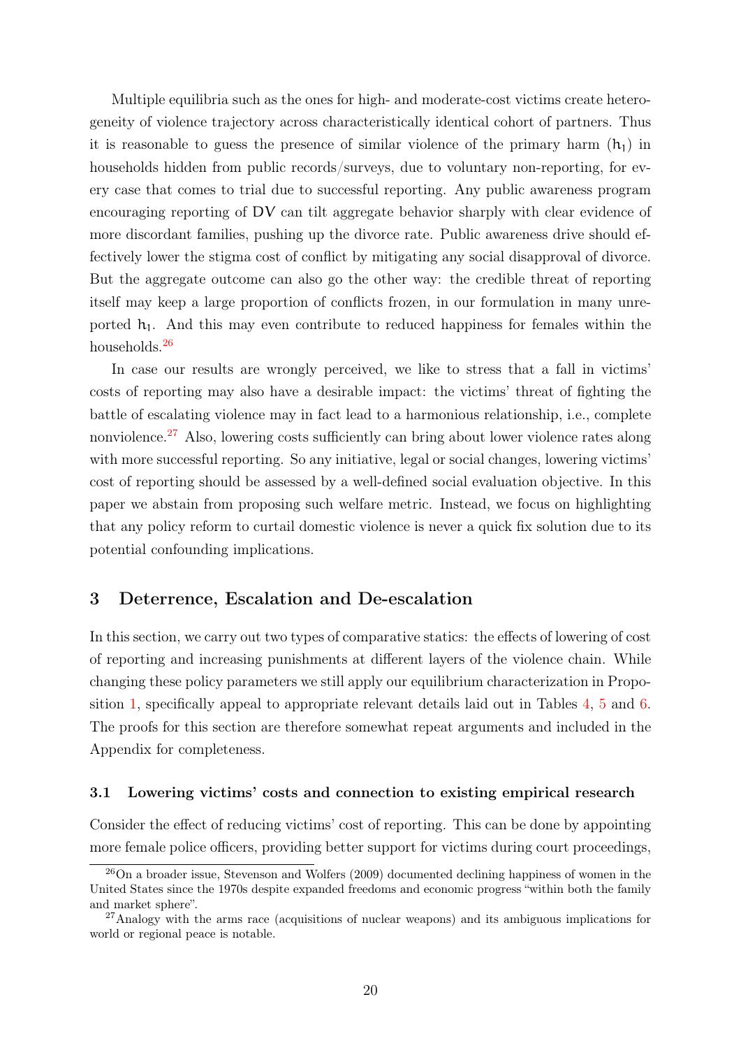Multiple equilibria such as the ones for high- and moderate-cost victims create heterogeneity of violence trajectory across characteristically identical cohort of partners. Thus it is reasonable to guess the presence of similar violence of the primary harm ($\mathsf{h}_1$) in households hidden from public records/surveys, due to voluntary non-reporting, for every case that comes to trial due to successful reporting. Any public awareness program encouraging reporting of DV can tilt aggregate behavior sharply with clear evidence of more discordant families, pushing up the divorce rate. Public awareness drive should effectively lower the stigma cost of conflict by mitigating any social disapproval of divorce. But the aggregate outcome can also go the other way: the credible threat of reporting itself may keep a large proportion of conflicts frozen, in our formulation in many unreported $\mathsf{h}_1$. And this may even contribute to reduced happiness for females within the households.[26]

In case our results are wrongly perceived, we like to stress that a fall in victims' costs of reporting may also have a desirable impact: the victims' threat of fighting the battle of escalating violence may in fact lead to a harmonious relationship, i.e., complete nonviolence.[27] Also, lowering costs sufficiently can bring about lower violence rates along with more successful reporting. So any initiative, legal or social changes, lowering victims' cost of reporting should be assessed by a well-defined social evaluation objective. In this paper we abstain from proposing such welfare metric. Instead, we focus on highlighting that any policy reform to curtail domestic violence is never a quick fix solution due to its potential confounding implications.

## 3 Deterrence, Escalation and De-escalation

In this section, we carry out two types of comparative statics: the effects of lowering of cost of reporting and increasing punishments at different layers of the violence chain. While changing these policy parameters we still apply our equilibrium characterization in Proposition 1, specifically appeal to appropriate relevant details laid out in Tables 4, 5 and 6. The proofs for this section are therefore somewhat repeat arguments and included in the Appendix for completeness.

### 3.1 Lowering victims' costs and connection to existing empirical research

Consider the effect of reducing victims' cost of reporting. This can be done by appointing more female police officers, providing better support for victims during court proceedings,

[26] On a broader issue, Stevenson and Wolfers (2009) documented declining happiness of women in the United States since the 1970s despite expanded freedoms and economic progress "within both the family and market sphere".

[27] Analogy with the arms race (acquisitions of nuclear weapons) and its ambiguous implications for world or regional peace is notable.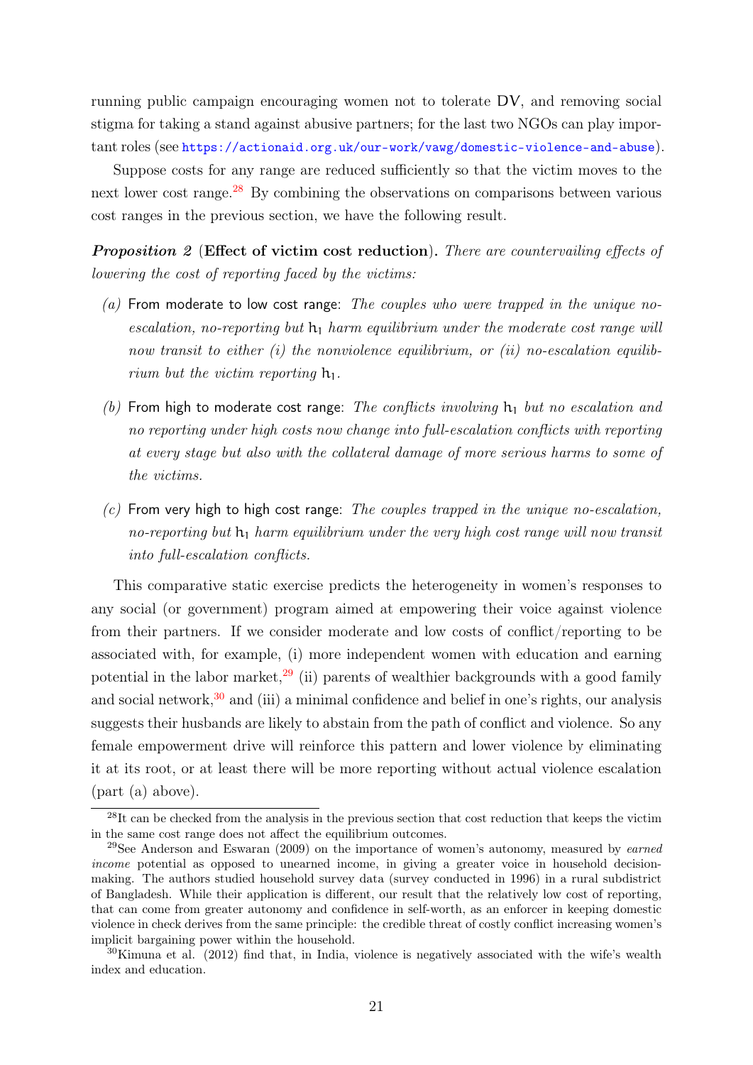running public campaign encouraging women not to tolerate DV, and removing social stigma for taking a stand against abusive partners; for the last two NGOs can play important roles (see https://actionaid.org.uk/our-work/vawg/domestic-violence-and-abuse).

Suppose costs for any range are reduced sufficiently so that the victim moves to the next lower cost range.[28] By combining the observations on comparisons between various cost ranges in the previous section, we have the following result.

***Proposition 2*** **(Effect of victim cost reduction).** *There are countervailing effects of lowering the cost of reporting faced by the victims:*

*(a)* From moderate to low cost range: *The couples who were trapped in the unique no-escalation, no-reporting but* $h_1$ *harm equilibrium under the moderate cost range will now transit to either (i) the nonviolence equilibrium, or (ii) no-escalation equilibrium but the victim reporting* $h_1$*.*

*(b)* From high to moderate cost range: *The conflicts involving* $h_1$ *but no escalation and no reporting under high costs now change into full-escalation conflicts with reporting at every stage but also with the collateral damage of more serious harms to some of the victims.*

*(c)* From very high to high cost range: *The couples trapped in the unique no-escalation, no-reporting but* $h_1$ *harm equilibrium under the very high cost range will now transit into full-escalation conflicts.*

This comparative static exercise predicts the heterogeneity in women's responses to any social (or government) program aimed at empowering their voice against violence from their partners. If we consider moderate and low costs of conflict/reporting to be associated with, for example, (i) more independent women with education and earning potential in the labor market,[29] (ii) parents of wealthier backgrounds with a good family and social network,[30] and (iii) a minimal confidence and belief in one's rights, our analysis suggests their husbands are likely to abstain from the path of conflict and violence. So any female empowerment drive will reinforce this pattern and lower violence by eliminating it at its root, or at least there will be more reporting without actual violence escalation (part (a) above).

---

[28] It can be checked from the analysis in the previous section that cost reduction that keeps the victim in the same cost range does not affect the equilibrium outcomes.

[29] See Anderson and Eswaran (2009) on the importance of women's autonomy, measured by *earned income* potential as opposed to unearned income, in giving a greater voice in household decision-making. The authors studied household survey data (survey conducted in 1996) in a rural subdistrict of Bangladesh. While their application is different, our result that the relatively low cost of reporting, that can come from greater autonomy and confidence in self-worth, as an enforcer in keeping domestic violence in check derives from the same principle: the credible threat of costly conflict increasing women's implicit bargaining power within the household.

[30] Kimuna et al. (2012) find that, in India, violence is negatively associated with the wife's wealth index and education.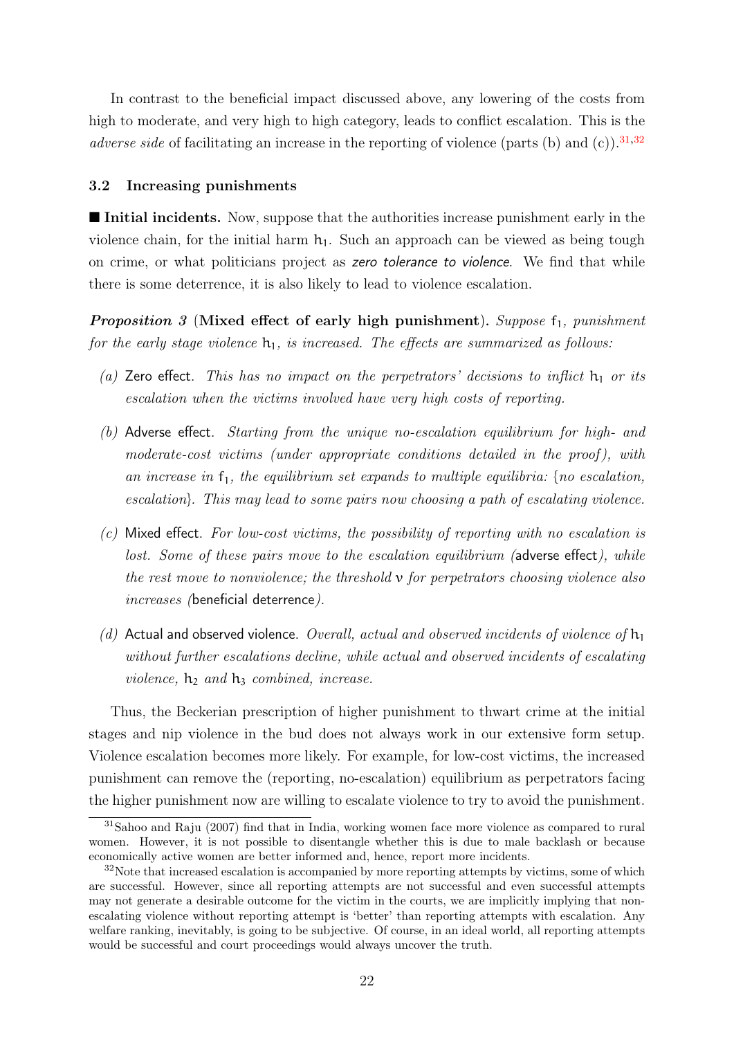In contrast to the beneficial impact discussed above, any lowering of the costs from high to moderate, and very high to high category, leads to conflict escalation. This is the *adverse side* of facilitating an increase in the reporting of violence (parts (b) and (c)).[31,32]

### 3.2 Increasing punishments

■ **Initial incidents.** Now, suppose that the authorities increase punishment early in the violence chain, for the initial harm $h_1$. Such an approach can be viewed as being tough on crime, or what politicians project as *zero tolerance to violence*. We find that while there is some deterrence, it is also likely to lead to violence escalation.

***Proposition 3*** **(Mixed effect of early high punishment).** *Suppose $f_1$, punishment for the early stage violence $h_1$, is increased. The effects are summarized as follows:*

*(a)* Zero effect. *This has no impact on the perpetrators' decisions to inflict $h_1$ or its escalation when the victims involved have very high costs of reporting.*

*(b)* Adverse effect. *Starting from the unique no-escalation equilibrium for high- and moderate-cost victims (under appropriate conditions detailed in the proof), with an increase in $f_1$, the equilibrium set expands to multiple equilibria: {no escalation, escalation}. This may lead to some pairs now choosing a path of escalating violence.*

*(c)* Mixed effect. *For low-cost victims, the possibility of reporting with no escalation is lost. Some of these pairs move to the escalation equilibrium (*adverse effect*), while the rest move to nonviolence; the threshold $\nu$ for perpetrators choosing violence also increases (*beneficial deterrence*).*

*(d)* Actual and observed violence. *Overall, actual and observed incidents of violence of $h_1$ without further escalations decline, while actual and observed incidents of escalating violence, $h_2$ and $h_3$ combined, increase.*

Thus, the Beckerian prescription of higher punishment to thwart crime at the initial stages and nip violence in the bud does not always work in our extensive form setup. Violence escalation becomes more likely. For example, for low-cost victims, the increased punishment can remove the (reporting, no-escalation) equilibrium as perpetrators facing the higher punishment now are willing to escalate violence to try to avoid the punishment.

[31] Sahoo and Raju (2007) find that in India, working women face more violence as compared to rural women. However, it is not possible to disentangle whether this is due to male backlash or because economically active women are better informed and, hence, report more incidents.

[32] Note that increased escalation is accompanied by more reporting attempts by victims, some of which are successful. However, since all reporting attempts are not successful and even successful attempts may not generate a desirable outcome for the victim in the courts, we are implicitly implying that non-escalating violence without reporting attempt is 'better' than reporting attempts with escalation. Any welfare ranking, inevitably, is going to be subjective. Of course, in an ideal world, all reporting attempts would be successful and court proceedings would always uncover the truth.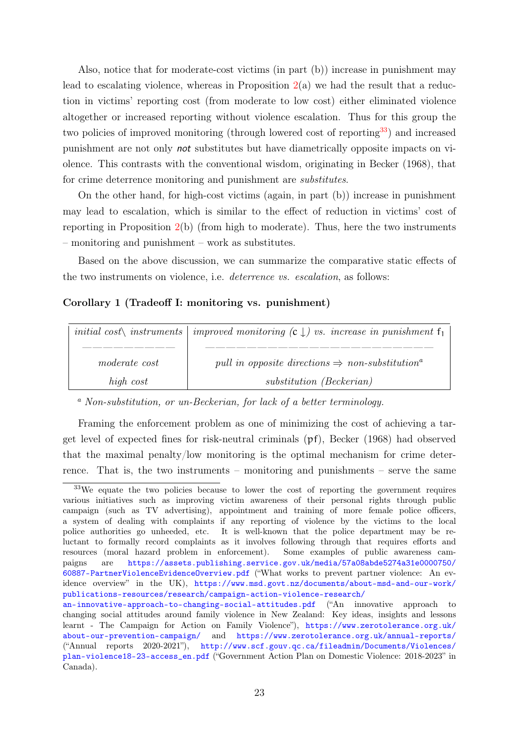Also, notice that for moderate-cost victims (in part (b)) increase in punishment may lead to escalating violence, whereas in Proposition 2(a) we had the result that a reduction in victims' reporting cost (from moderate to low cost) either eliminated violence altogether or increased reporting without violence escalation. Thus for this group the two policies of improved monitoring (through lowered cost of reporting[33]) and increased punishment are not only ***not*** substitutes but have diametrically opposite impacts on violence. This contrasts with the conventional wisdom, originating in Becker (1968), that for crime deterrence monitoring and punishment are *substitutes.*

On the other hand, for high-cost victims (again, in part (b)) increase in punishment may lead to escalation, which is similar to the effect of reduction in victims' cost of reporting in Proposition 2(b) (from high to moderate). Thus, here the two instruments – monitoring and punishment – work as substitutes.

Based on the above discussion, we can summarize the comparative static effects of the two instruments on violence, i.e. *deterrence vs. escalation*, as follows:

**Corollary 1 (Tradeoff I: monitoring vs. punishment)**

| *initial cost\ instruments* | *improved monitoring* ($c \downarrow$) *vs. increase in punishment* $f_1$ |
|---|---|
| *moderate cost* | *pull in opposite directions* ⇒ *non-substitution*[a] |
| *high cost* | *substitution (Beckerian)* |

[a] *Non-substitution, or un-Beckerian, for lack of a better terminology.*

Framing the enforcement problem as one of minimizing the cost of achieving a target level of expected fines for risk-neutral criminals ($pf$), Becker (1968) had observed that the maximal penalty/low monitoring is the optimal mechanism for crime deterrence. That is, the two instruments – monitoring and punishments – serve the same

[33] We equate the two policies because to lower the cost of reporting the government requires various initiatives such as improving victim awareness of their personal rights through public campaign (such as TV advertising), appointment and training of more female police officers, a system of dealing with complaints if any reporting of violence by the victims to the local police authorities go unheeded, etc. It is well-known that the police department may be reluctant to formally record complaints as it involves following through that requires efforts and resources (moral hazard problem in enforcement). Some examples of public awareness campaigns are https://assets.publishing.service.gov.uk/media/57a08abde5274a31e0000750/60887-PartnerViolenceEvidenceOverview.pdf ("What works to prevent partner violence: An evidence overview" in the UK), https://www.msd.govt.nz/documents/about-msd-and-our-work/publications-resources/research/campaign-action-violence-research/an-innovative-approach-to-changing-social-attitudes.pdf ("An innovative approach to changing social attitudes around family violence in New Zealand: Key ideas, insights and lessons learnt - The Campaign for Action on Family Violence"), https://www.zerotolerance.org.uk/about-our-prevention-campaign/ and https://www.zerotolerance.org.uk/annual-reports/ ("Annual reports 2020-2021"), http://www.scf.gouv.qc.ca/fileadmin/Documents/Violences/plan-violence18-23-access_en.pdf ("Government Action Plan on Domestic Violence: 2018-2023" in Canada).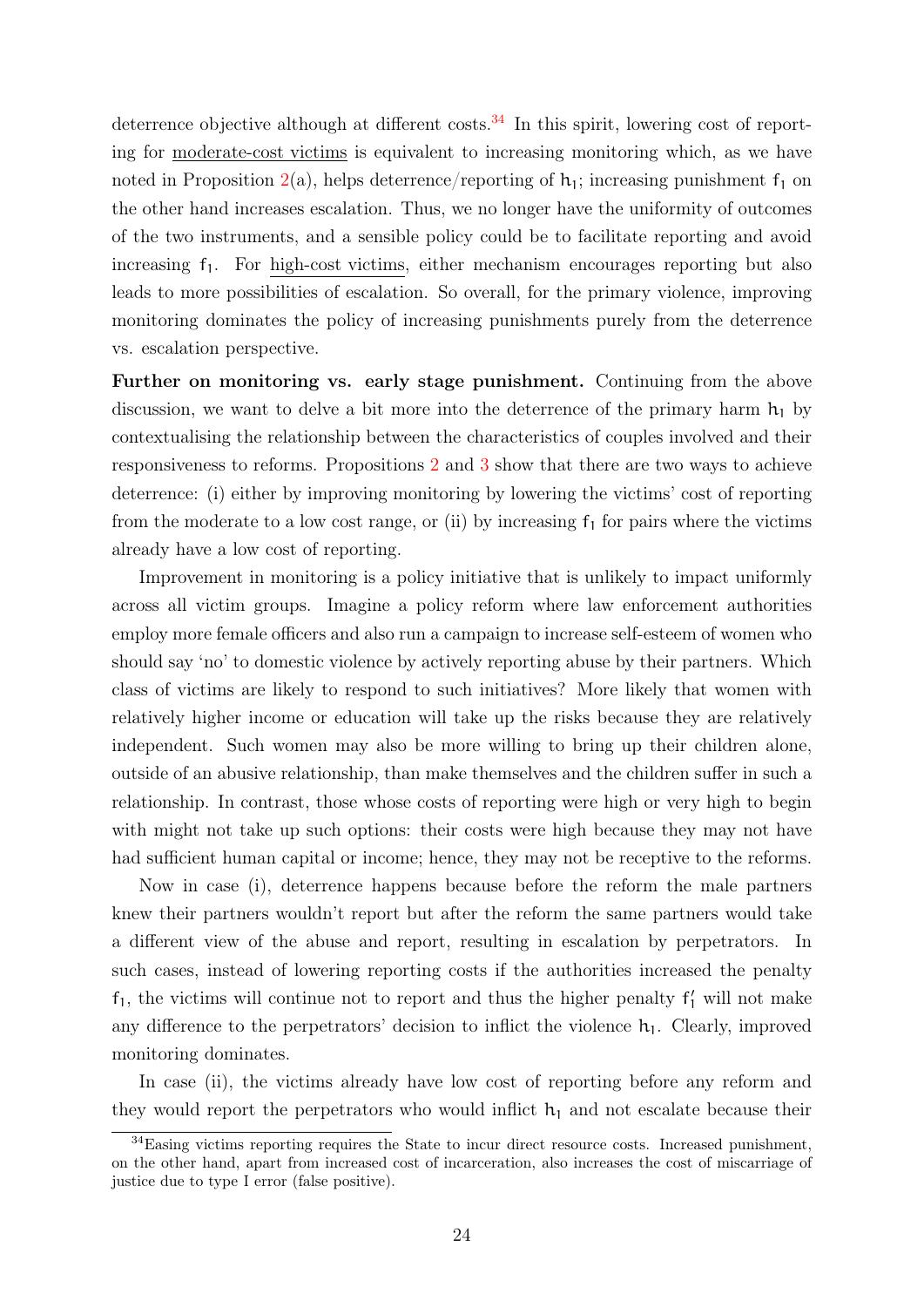deterrence objective although at different costs.[34] In this spirit, lowering cost of reporting for moderate-cost victims is equivalent to increasing monitoring which, as we have noted in Proposition 2(a), helps deterrence/reporting of $h_1$; increasing punishment $f_1$ on the other hand increases escalation. Thus, we no longer have the uniformity of outcomes of the two instruments, and a sensible policy could be to facilitate reporting and avoid increasing $f_1$. For high-cost victims, either mechanism encourages reporting but also leads to more possibilities of escalation. So overall, for the primary violence, improving monitoring dominates the policy of increasing punishments purely from the deterrence vs. escalation perspective.

**Further on monitoring vs. early stage punishment.** Continuing from the above discussion, we want to delve a bit more into the deterrence of the primary harm $h_1$ by contextualising the relationship between the characteristics of couples involved and their responsiveness to reforms. Propositions 2 and 3 show that there are two ways to achieve deterrence: (i) either by improving monitoring by lowering the victims' cost of reporting from the moderate to a low cost range, or (ii) by increasing $f_1$ for pairs where the victims already have a low cost of reporting.

Improvement in monitoring is a policy initiative that is unlikely to impact uniformly across all victim groups. Imagine a policy reform where law enforcement authorities employ more female officers and also run a campaign to increase self-esteem of women who should say 'no' to domestic violence by actively reporting abuse by their partners. Which class of victims are likely to respond to such initiatives? More likely that women with relatively higher income or education will take up the risks because they are relatively independent. Such women may also be more willing to bring up their children alone, outside of an abusive relationship, than make themselves and the children suffer in such a relationship. In contrast, those whose costs of reporting were high or very high to begin with might not take up such options: their costs were high because they may not have had sufficient human capital or income; hence, they may not be receptive to the reforms.

Now in case (i), deterrence happens because before the reform the male partners knew their partners wouldn't report but after the reform the same partners would take a different view of the abuse and report, resulting in escalation by perpetrators. In such cases, instead of lowering reporting costs if the authorities increased the penalty $f_1$, the victims will continue not to report and thus the higher penalty $f_1'$ will not make any difference to the perpetrators' decision to inflict the violence $h_1$. Clearly, improved monitoring dominates.

In case (ii), the victims already have low cost of reporting before any reform and they would report the perpetrators who would inflict $h_1$ and not escalate because their

---

[34] Easing victims reporting requires the State to incur direct resource costs. Increased punishment, on the other hand, apart from increased cost of incarceration, also increases the cost of miscarriage of justice due to type I error (false positive).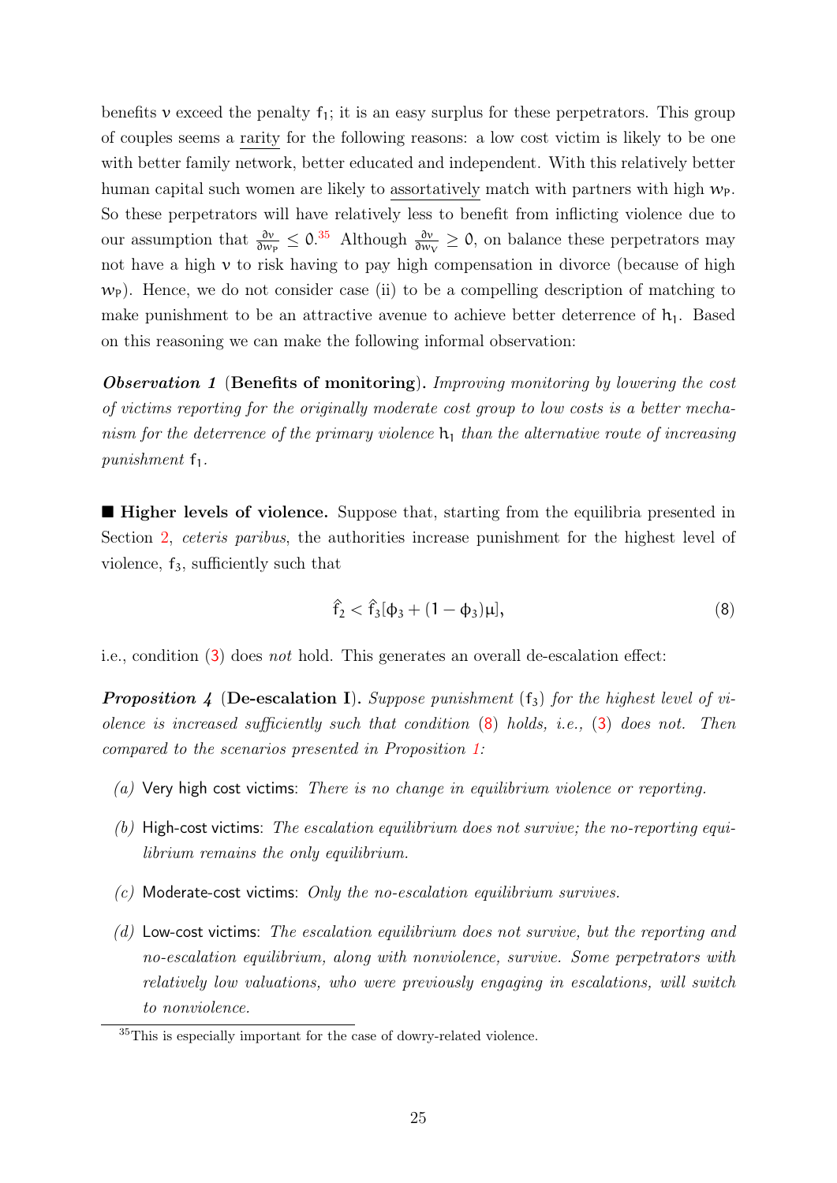benefits $v$ exceed the penalty $f_1$; it is an easy surplus for these perpetrators. This group of couples seems a rarity for the following reasons: a low cost victim is likely to be one with better family network, better educated and independent. With this relatively better human capital such women are likely to assortatively match with partners with high $w_P$. So these perpetrators will have relatively less to benefit from inflicting violence due to our assumption that $\frac{\partial v}{\partial w_P} \leq 0$.[35] Although $\frac{\partial v}{\partial w_V} \geq 0$, on balance these perpetrators may not have a high $v$ to risk having to pay high compensation in divorce (because of high $w_P$). Hence, we do not consider case (ii) to be a compelling description of matching to make punishment to be an attractive avenue to achieve better deterrence of $h_1$. Based on this reasoning we can make the following informal observation:

***Observation 1*** **(Benefits of monitoring).** *Improving monitoring by lowering the cost of victims reporting for the originally moderate cost group to low costs is a better mechanism for the deterrence of the primary violence $h_1$ than the alternative route of increasing punishment $f_1$.*

■ **Higher levels of violence.** Suppose that, starting from the equilibria presented in Section 2, *ceteris paribus*, the authorities increase punishment for the highest level of violence, $f_3$, sufficiently such that

$$\hat{f}_2 < \hat{f}_3[\phi_3 + (1 - \phi_3)\mu], \tag{8}$$

i.e., condition (3) does *not* hold. This generates an overall de-escalation effect:

***Proposition 4*** **(De-escalation I).** *Suppose punishment $(f_3)$ for the highest level of violence is increased sufficiently such that condition (8) holds, i.e., (3) does not. Then compared to the scenarios presented in Proposition 1:*

*(a)* Very high cost victims: *There is no change in equilibrium violence or reporting.*

*(b)* High-cost victims: *The escalation equilibrium does not survive; the no-reporting equilibrium remains the only equilibrium.*

*(c)* Moderate-cost victims: *Only the no-escalation equilibrium survives.*

*(d)* Low-cost victims: *The escalation equilibrium does not survive, but the reporting and no-escalation equilibrium, along with nonviolence, survive. Some perpetrators with relatively low valuations, who were previously engaging in escalations, will switch to nonviolence.*

---

[35] This is especially important for the case of dowry-related violence.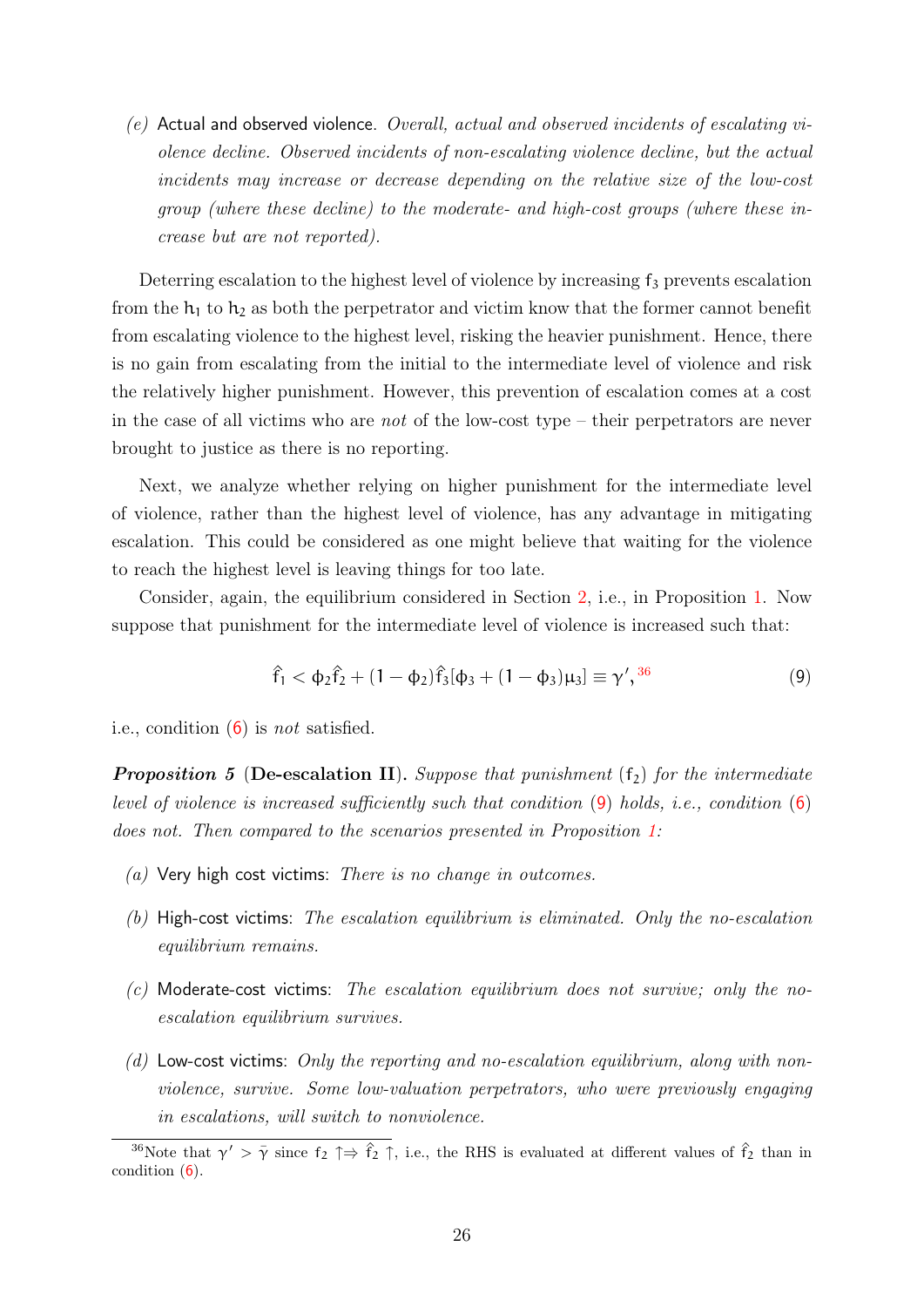(e) Actual and observed violence. *Overall, actual and observed incidents of escalating violence decline. Observed incidents of non-escalating violence decline, but the actual incidents may increase or decrease depending on the relative size of the low-cost group (where these decline) to the moderate- and high-cost groups (where these increase but are not reported).*

Deterring escalation to the highest level of violence by increasing $f_3$ prevents escalation from the $h_1$ to $h_2$ as both the perpetrator and victim know that the former cannot benefit from escalating violence to the highest level, risking the heavier punishment. Hence, there is no gain from escalating from the initial to the intermediate level of violence and risk the relatively higher punishment. However, this prevention of escalation comes at a cost in the case of all victims who are *not* of the low-cost type – their perpetrators are never brought to justice as there is no reporting.

Next, we analyze whether relying on higher punishment for the intermediate level of violence, rather than the highest level of violence, has any advantage in mitigating escalation. This could be considered as one might believe that waiting for the violence to reach the highest level is leaving things for too late.

Consider, again, the equilibrium considered in Section 2, i.e., in Proposition 1. Now suppose that punishment for the intermediate level of violence is increased such that:

$$\hat{f}_1 < \phi_2 \hat{f}_2 + (1 - \phi_2)\hat{f}_3[\phi_3 + (1 - \phi_3)\mu_3] \equiv \gamma',\text{[36]} \tag{9}$$

i.e., condition (6) is *not* satisfied.

***Proposition 5*** **(De-escalation II).** *Suppose that punishment* ($f_2$) *for the intermediate level of violence is increased sufficiently such that condition* (9) *holds, i.e., condition* (6) *does not. Then compared to the scenarios presented in Proposition 1:*

(a) Very high cost victims: *There is no change in outcomes.*

(b) High-cost victims: *The escalation equilibrium is eliminated. Only the no-escalation equilibrium remains.*

(c) Moderate-cost victims: *The escalation equilibrium does not survive; only the no-escalation equilibrium survives.*

(d) Low-cost victims: *Only the reporting and no-escalation equilibrium, along with non-violence, survive. Some low-valuation perpetrators, who were previously engaging in escalations, will switch to nonviolence.*

[36] Note that $\gamma' > \bar{\gamma}$ since $f_2 \uparrow \Rightarrow \hat{f}_2 \uparrow$, i.e., the RHS is evaluated at different values of $\hat{f}_2$ than in condition (6).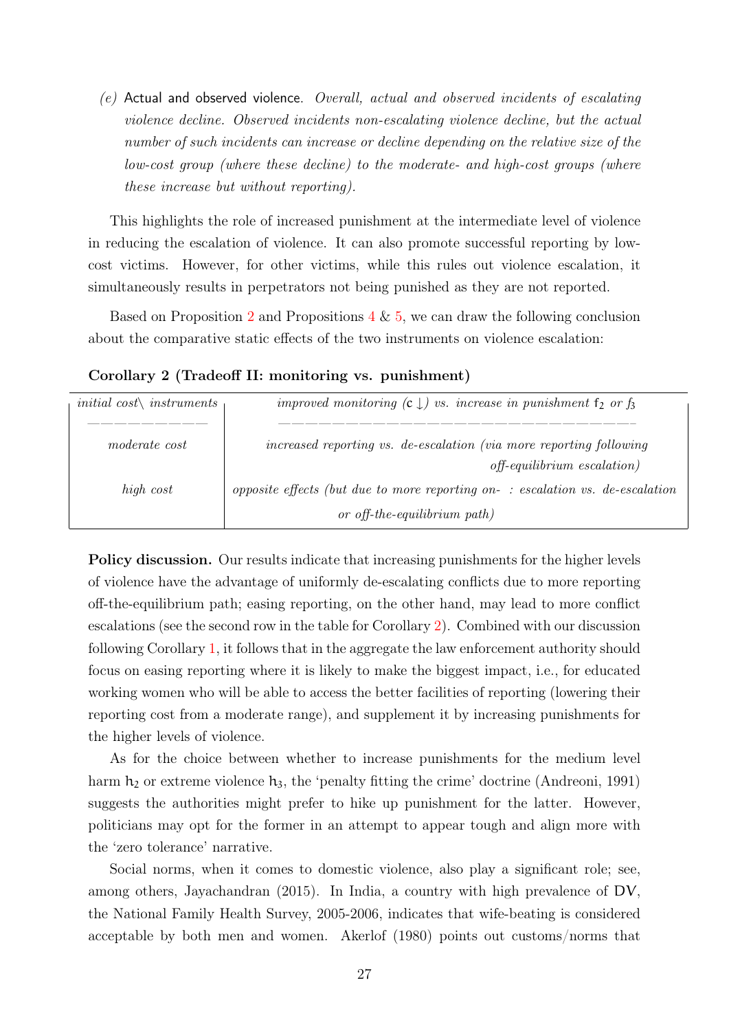*(e)* Actual and observed violence. *Overall, actual and observed incidents of escalating violence decline. Observed incidents non-escalating violence decline, but the actual number of such incidents can increase or decline depending on the relative size of the low-cost group (where these decline) to the moderate- and high-cost groups (where these increase but without reporting).*

This highlights the role of increased punishment at the intermediate level of violence in reducing the escalation of violence. It can also promote successful reporting by low-cost victims. However, for other victims, while this rules out violence escalation, it simultaneously results in perpetrators not being punished as they are not reported.

Based on Proposition 2 and Propositions 4 & 5, we can draw the following conclusion about the comparative static effects of the two instruments on violence escalation:

**Corollary 2 (Tradeoff II: monitoring vs. punishment)**

| *initial cost\ instruments* | *improved monitoring* ($c \downarrow$) *vs. increase in punishment* $f_2$ *or* $f_3$ |
|---|---|
| *moderate cost* | *increased reporting vs. de-escalation (via more reporting following off-equilibrium escalation)* |
| *high cost* | *opposite effects (but due to more reporting on- : escalation vs. de-escalation or off-the-equilibrium path)* |

**Policy discussion.** Our results indicate that increasing punishments for the higher levels of violence have the advantage of uniformly de-escalating conflicts due to more reporting off-the-equilibrium path; easing reporting, on the other hand, may lead to more conflict escalations (see the second row in the table for Corollary 2). Combined with our discussion following Corollary 1, it follows that in the aggregate the law enforcement authority should focus on easing reporting where it is likely to make the biggest impact, i.e., for educated working women who will be able to access the better facilities of reporting (lowering their reporting cost from a moderate range), and supplement it by increasing punishments for the higher levels of violence.

As for the choice between whether to increase punishments for the medium level harm $h_2$ or extreme violence $h_3$, the 'penalty fitting the crime' doctrine (Andreoni, 1991) suggests the authorities might prefer to hike up punishment for the latter. However, politicians may opt for the former in an attempt to appear tough and align more with the 'zero tolerance' narrative.

Social norms, when it comes to domestic violence, also play a significant role; see, among others, Jayachandran (2015). In India, a country with high prevalence of DV, the National Family Health Survey, 2005-2006, indicates that wife-beating is considered acceptable by both men and women. Akerlof (1980) points out customs/norms that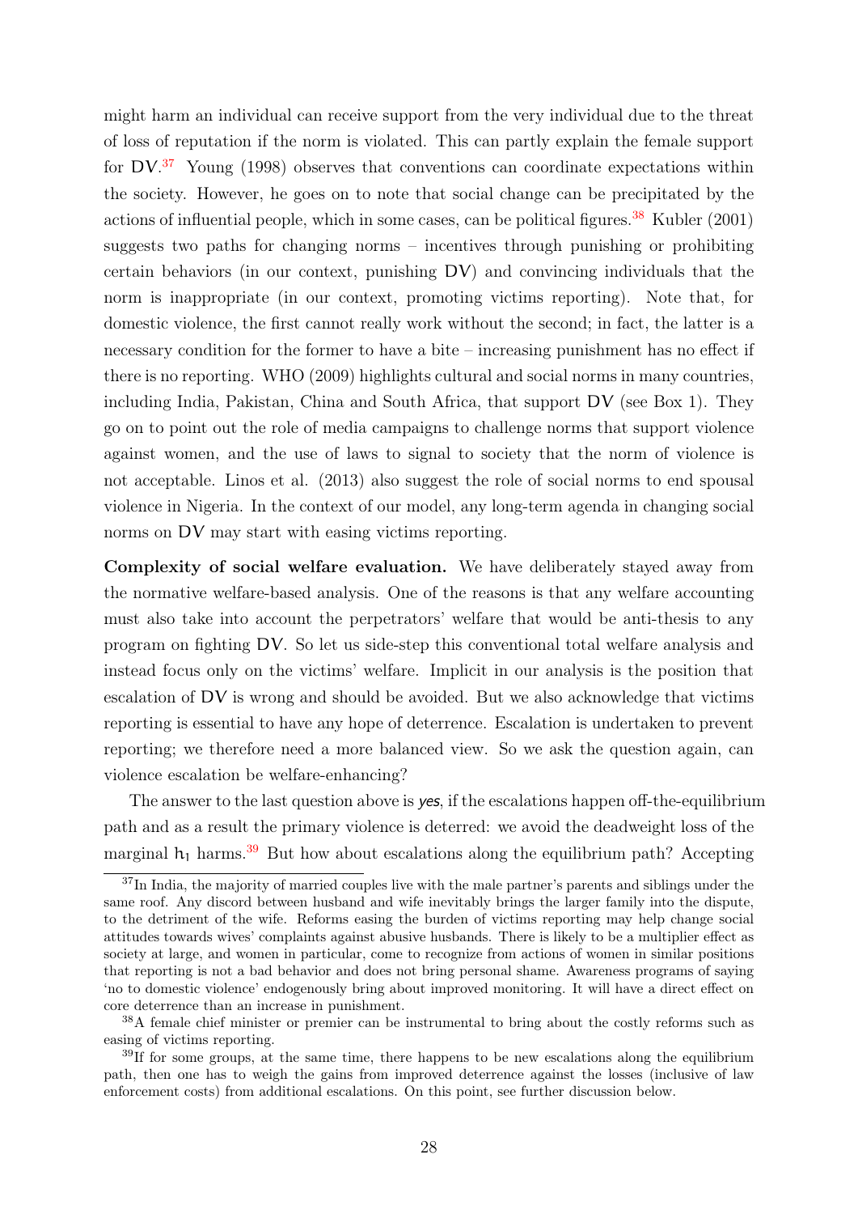might harm an individual can receive support from the very individual due to the threat of loss of reputation if the norm is violated. This can partly explain the female support for DV.[37] Young (1998) observes that conventions can coordinate expectations within the society. However, he goes on to note that social change can be precipitated by the actions of influential people, which in some cases, can be political figures.[38] Kubler (2001) suggests two paths for changing norms – incentives through punishing or prohibiting certain behaviors (in our context, punishing DV) and convincing individuals that the norm is inappropriate (in our context, promoting victims reporting). Note that, for domestic violence, the first cannot really work without the second; in fact, the latter is a necessary condition for the former to have a bite – increasing punishment has no effect if there is no reporting. WHO (2009) highlights cultural and social norms in many countries, including India, Pakistan, China and South Africa, that support DV (see Box 1). They go on to point out the role of media campaigns to challenge norms that support violence against women, and the use of laws to signal to society that the norm of violence is not acceptable. Linos et al. (2013) also suggest the role of social norms to end spousal violence in Nigeria. In the context of our model, any long-term agenda in changing social norms on DV may start with easing victims reporting.

**Complexity of social welfare evaluation.** We have deliberately stayed away from the normative welfare-based analysis. One of the reasons is that any welfare accounting must also take into account the perpetrators' welfare that would be anti-thesis to any program on fighting DV. So let us side-step this conventional total welfare analysis and instead focus only on the victims' welfare. Implicit in our analysis is the position that escalation of DV is wrong and should be avoided. But we also acknowledge that victims reporting is essential to have any hope of deterrence. Escalation is undertaken to prevent reporting; we therefore need a more balanced view. So we ask the question again, can violence escalation be welfare-enhancing?

The answer to the last question above is *yes*, if the escalations happen off-the-equilibrium path and as a result the primary violence is deterred: we avoid the deadweight loss of the marginal $h_1$ harms.[39] But how about escalations along the equilibrium path? Accepting

---

[37] In India, the majority of married couples live with the male partner's parents and siblings under the same roof. Any discord between husband and wife inevitably brings the larger family into the dispute, to the detriment of the wife. Reforms easing the burden of victims reporting may help change social attitudes towards wives' complaints against abusive husbands. There is likely to be a multiplier effect as society at large, and women in particular, come to recognize from actions of women in similar positions that reporting is not a bad behavior and does not bring personal shame. Awareness programs of saying 'no to domestic violence' endogenously bring about improved monitoring. It will have a direct effect on core deterrence than an increase in punishment.

[38] A female chief minister or premier can be instrumental to bring about the costly reforms such as easing of victims reporting.

[39] If for some groups, at the same time, there happens to be new escalations along the equilibrium path, then one has to weigh the gains from improved deterrence against the losses (inclusive of law enforcement costs) from additional escalations. On this point, see further discussion below.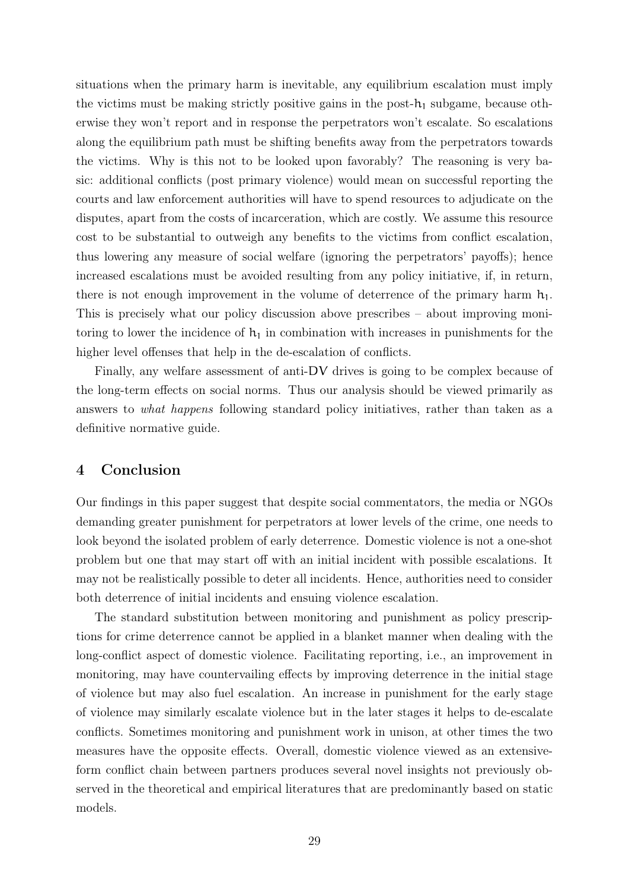situations when the primary harm is inevitable, any equilibrium escalation must imply the victims must be making strictly positive gains in the post-$\mathsf{h}_1$ subgame, because otherwise they won't report and in response the perpetrators won't escalate. So escalations along the equilibrium path must be shifting benefits away from the perpetrators towards the victims. Why is this not to be looked upon favorably? The reasoning is very basic: additional conflicts (post primary violence) would mean on successful reporting the courts and law enforcement authorities will have to spend resources to adjudicate on the disputes, apart from the costs of incarceration, which are costly. We assume this resource cost to be substantial to outweigh any benefits to the victims from conflict escalation, thus lowering any measure of social welfare (ignoring the perpetrators' payoffs); hence increased escalations must be avoided resulting from any policy initiative, if, in return, there is not enough improvement in the volume of deterrence of the primary harm $\mathsf{h}_1$. This is precisely what our policy discussion above prescribes – about improving monitoring to lower the incidence of $\mathsf{h}_1$ in combination with increases in punishments for the higher level offenses that help in the de-escalation of conflicts.

Finally, any welfare assessment of anti-DV drives is going to be complex because of the long-term effects on social norms. Thus our analysis should be viewed primarily as answers to *what happens* following standard policy initiatives, rather than taken as a definitive normative guide.

## 4 Conclusion

Our findings in this paper suggest that despite social commentators, the media or NGOs demanding greater punishment for perpetrators at lower levels of the crime, one needs to look beyond the isolated problem of early deterrence. Domestic violence is not a one-shot problem but one that may start off with an initial incident with possible escalations. It may not be realistically possible to deter all incidents. Hence, authorities need to consider both deterrence of initial incidents and ensuing violence escalation.

The standard substitution between monitoring and punishment as policy prescriptions for crime deterrence cannot be applied in a blanket manner when dealing with the long-conflict aspect of domestic violence. Facilitating reporting, i.e., an improvement in monitoring, may have countervailing effects by improving deterrence in the initial stage of violence but may also fuel escalation. An increase in punishment for the early stage of violence may similarly escalate violence but in the later stages it helps to de-escalate conflicts. Sometimes monitoring and punishment work in unison, at other times the two measures have the opposite effects. Overall, domestic violence viewed as an extensive-form conflict chain between partners produces several novel insights not previously observed in the theoretical and empirical literatures that are predominantly based on static models.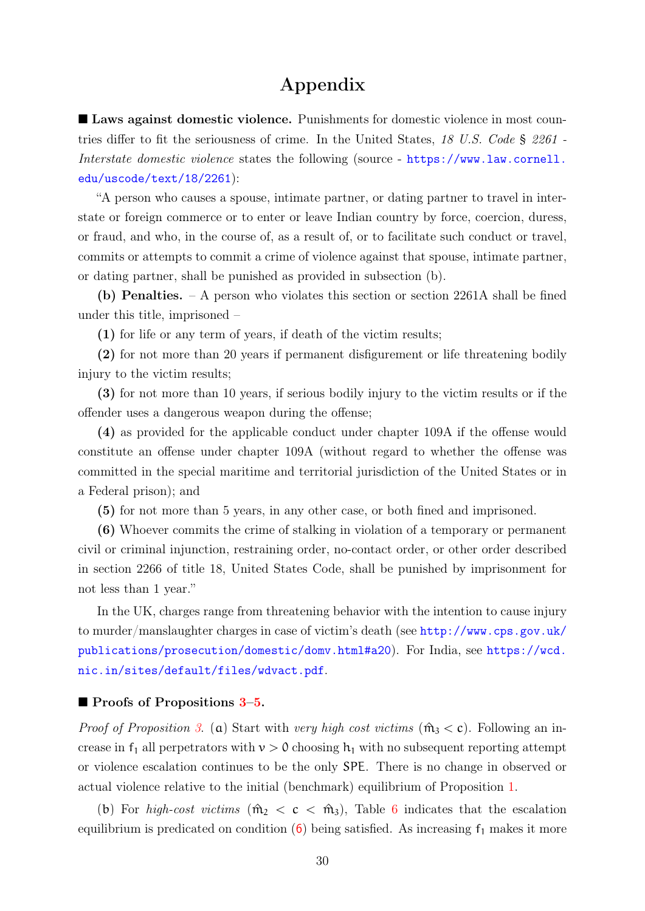# Appendix

■ **Laws against domestic violence.** Punishments for domestic violence in most countries differ to fit the seriousness of crime. In the United States, *18 U.S. Code § 2261 - Interstate domestic violence* states the following (source - https://www.law.cornell.edu/uscode/text/18/2261):

"A person who causes a spouse, intimate partner, or dating partner to travel in interstate or foreign commerce or to enter or leave Indian country by force, coercion, duress, or fraud, and who, in the course of, as a result of, or to facilitate such conduct or travel, commits or attempts to commit a crime of violence against that spouse, intimate partner, or dating partner, shall be punished as provided in subsection (b).

**(b) Penalties.** – A person who violates this section or section 2261A shall be fined under this title, imprisoned –

**(1)** for life or any term of years, if death of the victim results;

**(2)** for not more than 20 years if permanent disfigurement or life threatening bodily injury to the victim results;

**(3)** for not more than 10 years, if serious bodily injury to the victim results or if the offender uses a dangerous weapon during the offense;

**(4)** as provided for the applicable conduct under chapter 109A if the offense would constitute an offense under chapter 109A (without regard to whether the offense was committed in the special maritime and territorial jurisdiction of the United States or in a Federal prison); and

**(5)** for not more than 5 years, in any other case, or both fined and imprisoned.

**(6)** Whoever commits the crime of stalking in violation of a temporary or permanent civil or criminal injunction, restraining order, no-contact order, or other order described in section 2266 of title 18, United States Code, shall be punished by imprisonment for not less than 1 year."

In the UK, charges range from threatening behavior with the intention to cause injury to murder/manslaughter charges in case of victim's death (see http://www.cps.gov.uk/publications/prosecution/domestic/domv.html#a20). For India, see https://wcd.nic.in/sites/default/files/wdvact.pdf.

■ **Proofs of Propositions 3–5.**

*Proof of Proposition 3.* (a) Start with *very high cost victims* ($\hat{m}_3 < c$). Following an increase in $f_1$ all perpetrators with $v > 0$ choosing $h_1$ with no subsequent reporting attempt or violence escalation continues to be the only SPE. There is no change in observed or actual violence relative to the initial (benchmark) equilibrium of Proposition 1.

(b) For *high-cost victims* ($\hat{m}_2 < c < \hat{m}_3$), Table 6 indicates that the escalation equilibrium is predicated on condition (6) being satisfied. As increasing $f_1$ makes it more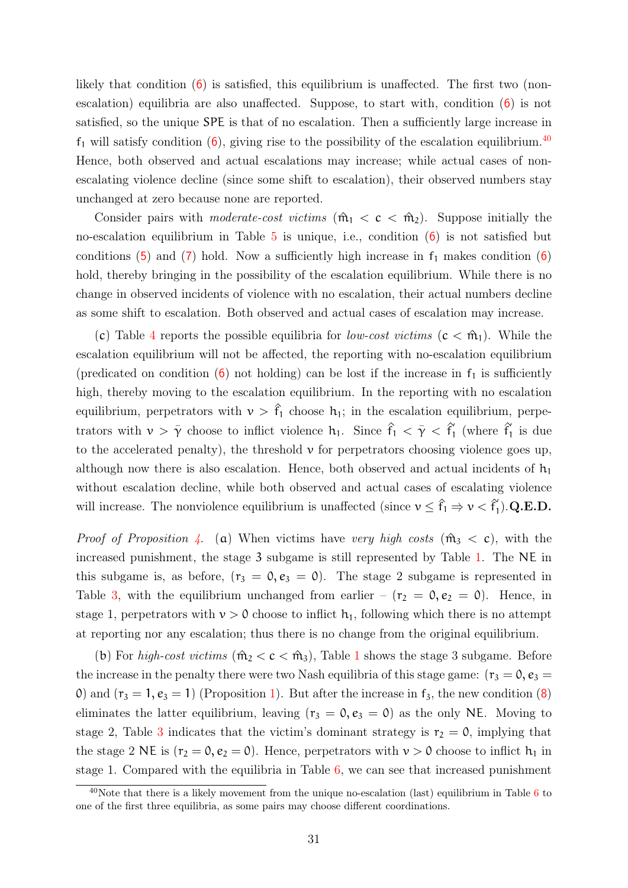likely that condition (6) is satisfied, this equilibrium is unaffected. The first two (non-escalation) equilibria are also unaffected. Suppose, to start with, condition (6) is not satisfied, so the unique SPE is that of no escalation. Then a sufficiently large increase in $f_1$ will satisfy condition (6), giving rise to the possibility of the escalation equilibrium.[40] Hence, both observed and actual escalations may increase; while actual cases of non-escalating violence decline (since some shift to escalation), their observed numbers stay unchanged at zero because none are reported.

Consider pairs with *moderate-cost victims* ($\hat{m}_1 < c < \hat{m}_2$). Suppose initially the no-escalation equilibrium in Table 5 is unique, i.e., condition (6) is not satisfied but conditions (5) and (7) hold. Now a sufficiently high increase in $f_1$ makes condition (6) hold, thereby bringing in the possibility of the escalation equilibrium. While there is no change in observed incidents of violence with no escalation, their actual numbers decline as some shift to escalation. Both observed and actual cases of escalation may increase.

(c) Table 4 reports the possible equilibria for *low-cost victims* ($c < \hat{m}_1$). While the escalation equilibrium will not be affected, the reporting with no-escalation equilibrium (predicated on condition (6) not holding) can be lost if the increase in $f_1$ is sufficiently high, thereby moving to the escalation equilibrium. In the reporting with no escalation equilibrium, perpetrators with $v > \hat{f}_1$ choose $h_1$; in the escalation equilibrium, perpetrators with $v > \bar{\gamma}$ choose to inflict violence $h_1$. Since $\hat{f}_1 < \bar{\gamma} < \hat{f}_1'$ (where $\hat{f}_1'$ is due to the accelerated penalty), the threshold $v$ for perpetrators choosing violence goes up, although now there is also escalation. Hence, both observed and actual incidents of $h_1$ without escalation decline, while both observed and actual cases of escalating violence will increase. The nonviolence equilibrium is unaffected (since $v \leq \hat{f}_1 \Rightarrow v < \hat{f}_1'$).**Q.E.D.**

*Proof of Proposition 4.* (a) When victims have *very high costs* ($\hat{m}_3 < c$), with the increased punishment, the stage 3 subgame is still represented by Table 1. The NE in this subgame is, as before, ($r_3 = 0, e_3 = 0$). The stage 2 subgame is represented in Table 3, with the equilibrium unchanged from earlier – ($r_2 = 0, e_2 = 0$). Hence, in stage 1, perpetrators with $v > 0$ choose to inflict $h_1$, following which there is no attempt at reporting nor any escalation; thus there is no change from the original equilibrium.

(b) For *high-cost victims* ($\hat{m}_2 < c < \hat{m}_3$), Table 1 shows the stage 3 subgame. Before the increase in the penalty there were two Nash equilibria of this stage game: ($r_3 = 0, e_3 = 0$) and ($r_3 = 1, e_3 = 1$) (Proposition 1). But after the increase in $f_3$, the new condition (8) eliminates the latter equilibrium, leaving ($r_3 = 0, e_3 = 0$) as the only NE. Moving to stage 2, Table 3 indicates that the victim's dominant strategy is $r_2 = 0$, implying that the stage 2 NE is ($r_2 = 0, e_2 = 0$). Hence, perpetrators with $v > 0$ choose to inflict $h_1$ in stage 1. Compared with the equilibria in Table 6, we can see that increased punishment

[40] Note that there is a likely movement from the unique no-escalation (last) equilibrium in Table 6 to one of the first three equilibria, as some pairs may choose different coordinations.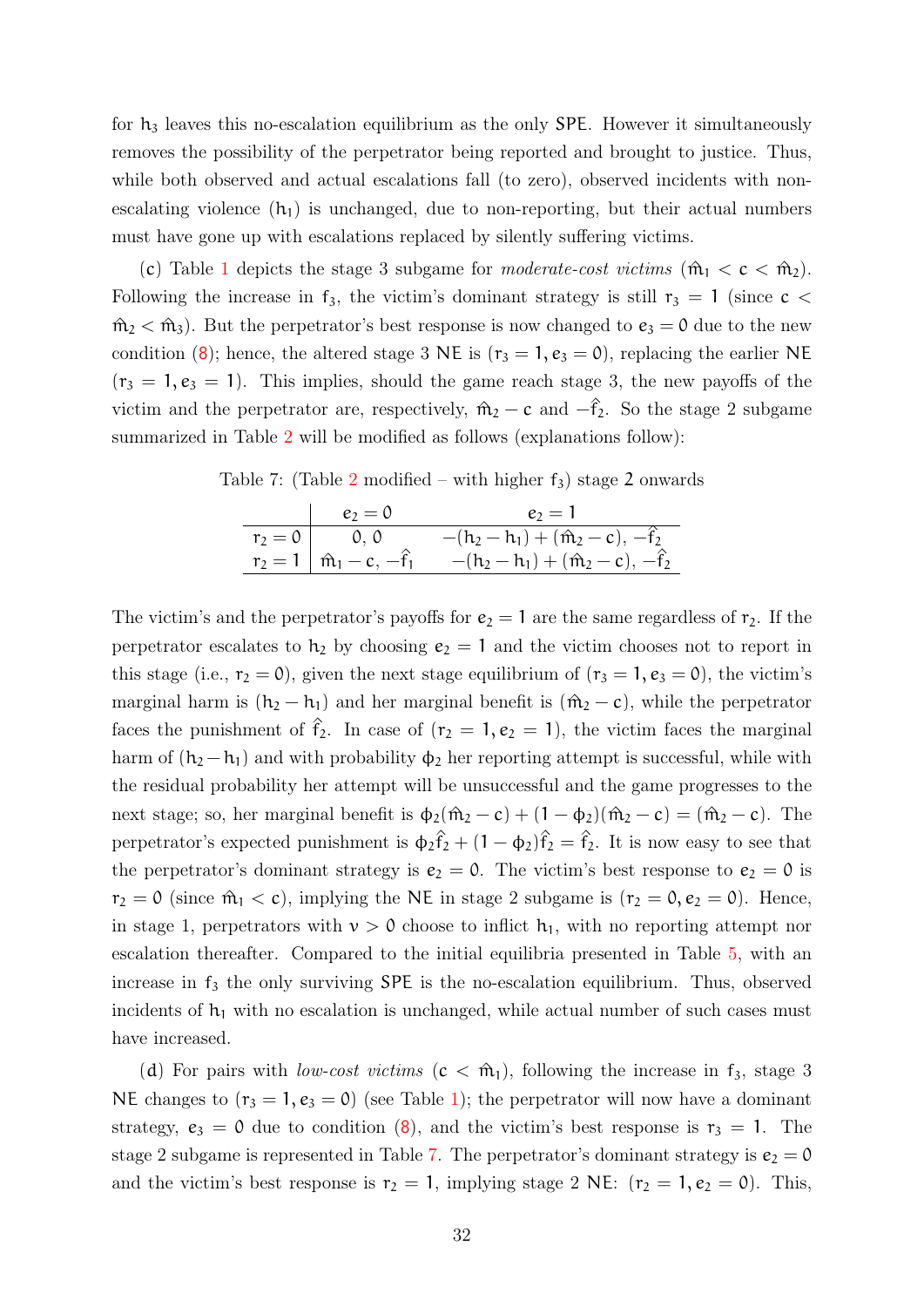for $h_3$ leaves this no-escalation equilibrium as the only SPE. However it simultaneously removes the possibility of the perpetrator being reported and brought to justice. Thus, while both observed and actual escalations fall (to zero), observed incidents with non-escalating violence ($h_1$) is unchanged, due to non-reporting, but their actual numbers must have gone up with escalations replaced by silently suffering victims.

(c) Table 1 depicts the stage 3 subgame for *moderate-cost victims* ($\hat{m}_1 < c < \hat{m}_2$). Following the increase in $f_3$, the victim's dominant strategy is still $r_3 = 1$ (since $c < \hat{m}_2 < \hat{m}_3$). But the perpetrator's best response is now changed to $e_3 = 0$ due to the new condition (8); hence, the altered stage 3 NE is ($r_3 = 1, e_3 = 0$), replacing the earlier NE ($r_3 = 1, e_3 = 1$). This implies, should the game reach stage 3, the new payoffs of the victim and the perpetrator are, respectively, $\hat{m}_2 - c$ and $-\hat{f}_2$. So the stage 2 subgame summarized in Table 2 will be modified as follows (explanations follow):

Table 7: (Table 2 modified – with higher $f_3$) stage 2 onwards

| | $e_2 = 0$ | $e_2 = 1$ |
|---|---|---|
| $r_2 = 0$ | $0, 0$ | $-(h_2 - h_1) + (\hat{m}_2 - c), -\hat{f}_2$ |
| $r_2 = 1$ | $\hat{m}_1 - c, -\hat{f}_1$ | $-(h_2 - h_1) + (\hat{m}_2 - c), -\hat{f}_2$ |

The victim's and the perpetrator's payoffs for $e_2 = 1$ are the same regardless of $r_2$. If the perpetrator escalates to $h_2$ by choosing $e_2 = 1$ and the victim chooses not to report in this stage (i.e., $r_2 = 0$), given the next stage equilibrium of ($r_3 = 1, e_3 = 0$), the victim's marginal harm is $(h_2 - h_1)$ and her marginal benefit is $(\hat{m}_2 - c)$, while the perpetrator faces the punishment of $\hat{f}_2$. In case of ($r_2 = 1, e_2 = 1$), the victim faces the marginal harm of $(h_2 - h_1)$ and with probability $\phi_2$ her reporting attempt is successful, while with the residual probability her attempt will be unsuccessful and the game progresses to the next stage; so, her marginal benefit is $\phi_2(\hat{m}_2 - c) + (1 - \phi_2)(\hat{m}_2 - c) = (\hat{m}_2 - c)$. The perpetrator's expected punishment is $\phi_2 \hat{f}_2 + (1 - \phi_2)\hat{f}_2 = \hat{f}_2$. It is now easy to see that the perpetrator's dominant strategy is $e_2 = 0$. The victim's best response to $e_2 = 0$ is $r_2 = 0$ (since $\hat{m}_1 < c$), implying the NE in stage 2 subgame is ($r_2 = 0, e_2 = 0$). Hence, in stage 1, perpetrators with $\nu > 0$ choose to inflict $h_1$, with no reporting attempt nor escalation thereafter. Compared to the initial equilibria presented in Table 5, with an increase in $f_3$ the only surviving SPE is the no-escalation equilibrium. Thus, observed incidents of $h_1$ with no escalation is unchanged, while actual number of such cases must have increased.

(d) For pairs with *low-cost victims* ($c < \hat{m}_1$), following the increase in $f_3$, stage 3 NE changes to ($r_3 = 1, e_3 = 0$) (see Table 1); the perpetrator will now have a dominant strategy, $e_3 = 0$ due to condition (8), and the victim's best response is $r_3 = 1$. The stage 2 subgame is represented in Table 7. The perpetrator's dominant strategy is $e_2 = 0$ and the victim's best response is $r_2 = 1$, implying stage 2 NE: ($r_2 = 1, e_2 = 0$). This,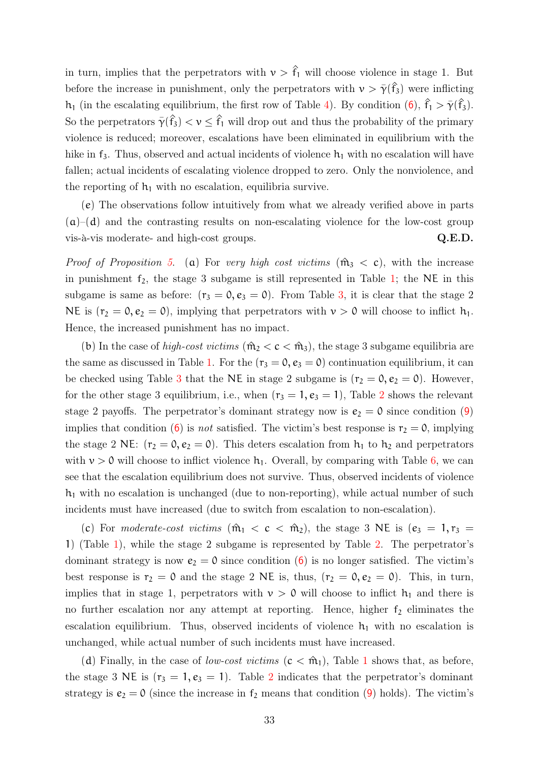in turn, implies that the perpetrators with $\nu > \hat{f}_1$ will choose violence in stage 1. But before the increase in punishment, only the perpetrators with $\nu > \bar{\gamma}(\hat{f}_3)$ were inflicting $h_1$ (in the escalating equilibrium, the first row of Table 4). By condition (6), $\hat{f}_1 > \bar{\gamma}(\hat{f}_3)$. So the perpetrators $\bar{\gamma}(\hat{f}_3) < \nu \leq \hat{f}_1$ will drop out and thus the probability of the primary violence is reduced; moreover, escalations have been eliminated in equilibrium with the hike in $f_3$. Thus, observed and actual incidents of violence $h_1$ with no escalation will have fallen; actual incidents of escalating violence dropped to zero. Only the nonviolence, and the reporting of $h_1$ with no escalation, equilibria survive.

(e) The observations follow intuitively from what we already verified above in parts (a)–(d) and the contrasting results on non-escalating violence for the low-cost group vis-à-vis moderate- and high-cost groups. **Q.E.D.**

*Proof of Proposition 5.* (a) For *very high cost victims* ($\hat{m}_3 < c$), with the increase in punishment $f_2$, the stage 3 subgame is still represented in Table 1; the NE in this subgame is same as before: $(r_3 = 0, e_3 = 0)$. From Table 3, it is clear that the stage 2 NE is $(r_2 = 0, e_2 = 0)$, implying that perpetrators with $\nu > 0$ will choose to inflict $h_1$. Hence, the increased punishment has no impact.

(b) In the case of *high-cost victims* ($\hat{m}_2 < c < \hat{m}_3$), the stage 3 subgame equilibria are the same as discussed in Table 1. For the $(r_3 = 0, e_3 = 0)$ continuation equilibrium, it can be checked using Table 3 that the NE in stage 2 subgame is $(r_2 = 0, e_2 = 0)$. However, for the other stage 3 equilibrium, i.e., when $(r_3 = 1, e_3 = 1)$, Table 2 shows the relevant stage 2 payoffs. The perpetrator's dominant strategy now is $e_2 = 0$ since condition (9) implies that condition (6) is *not* satisfied. The victim's best response is $r_2 = 0$, implying the stage 2 NE: $(r_2 = 0, e_2 = 0)$. This deters escalation from $h_1$ to $h_2$ and perpetrators with $\nu > 0$ will choose to inflict violence $h_1$. Overall, by comparing with Table 6, we can see that the escalation equilibrium does not survive. Thus, observed incidents of violence $h_1$ with no escalation is unchanged (due to non-reporting), while actual number of such incidents must have increased (due to switch from escalation to non-escalation).

(c) For *moderate-cost victims* ($\hat{m}_1 < c < \hat{m}_2$), the stage 3 NE is $(e_3 = 1, r_3 = 1)$ (Table 1), while the stage 2 subgame is represented by Table 2. The perpetrator's dominant strategy is now $e_2 = 0$ since condition (6) is no longer satisfied. The victim's best response is $r_2 = 0$ and the stage 2 NE is, thus, $(r_2 = 0, e_2 = 0)$. This, in turn, implies that in stage 1, perpetrators with $\nu > 0$ will choose to inflict $h_1$ and there is no further escalation nor any attempt at reporting. Hence, higher $f_2$ eliminates the escalation equilibrium. Thus, observed incidents of violence $h_1$ with no escalation is unchanged, while actual number of such incidents must have increased.

(d) Finally, in the case of *low-cost victims* ($c < \hat{m}_1$), Table 1 shows that, as before, the stage 3 NE is $(r_3 = 1, e_3 = 1)$. Table 2 indicates that the perpetrator's dominant strategy is $e_2 = 0$ (since the increase in $f_2$ means that condition (9) holds). The victim's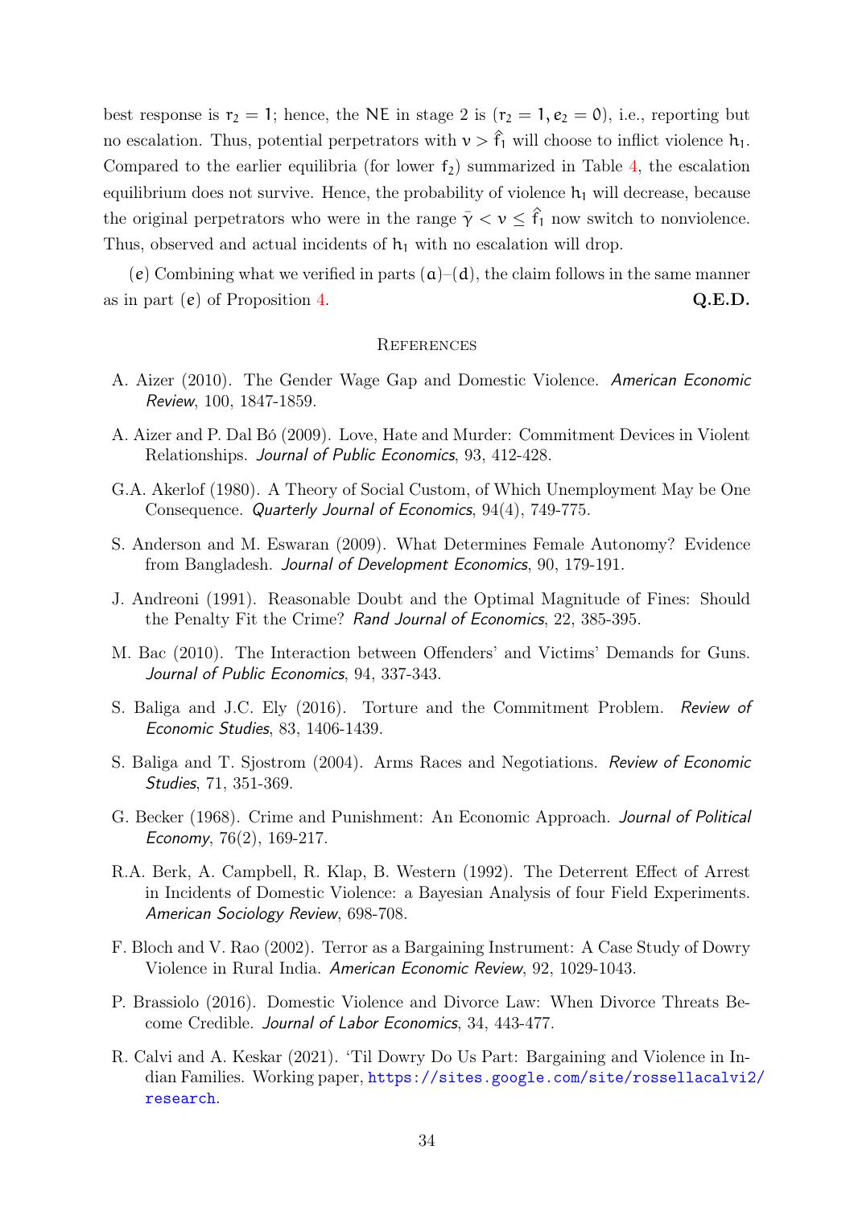best response is $r_2 = 1$; hence, the NE in stage 2 is $(r_2 = 1, e_2 = 0)$, i.e., reporting but no escalation. Thus, potential perpetrators with $v > \hat{f}_1$ will choose to inflict violence $h_1$. Compared to the earlier equilibria (for lower $f_2$) summarized in Table 4, the escalation equilibrium does not survive. Hence, the probability of violence $h_1$ will decrease, because the original perpetrators who were in the range $\bar{\gamma} < v \leq \hat{f}_1$ now switch to nonviolence. Thus, observed and actual incidents of $h_1$ with no escalation will drop.

$(e)$ Combining what we verified in parts $(a)$–$(d)$, the claim follows in the same manner as in part $(e)$ of Proposition 4. **Q.E.D.**

## References

A. Aizer (2010). The Gender Wage Gap and Domestic Violence. *American Economic Review*, 100, 1847-1859.

A. Aizer and P. Dal Bó (2009). Love, Hate and Murder: Commitment Devices in Violent Relationships. *Journal of Public Economics*, 93, 412-428.

G.A. Akerlof (1980). A Theory of Social Custom, of Which Unemployment May be One Consequence. *Quarterly Journal of Economics*, 94(4), 749-775.

S. Anderson and M. Eswaran (2009). What Determines Female Autonomy? Evidence from Bangladesh. *Journal of Development Economics*, 90, 179-191.

J. Andreoni (1991). Reasonable Doubt and the Optimal Magnitude of Fines: Should the Penalty Fit the Crime? *Rand Journal of Economics*, 22, 385-395.

M. Bac (2010). The Interaction between Offenders' and Victims' Demands for Guns. *Journal of Public Economics*, 94, 337-343.

S. Baliga and J.C. Ely (2016). Torture and the Commitment Problem. *Review of Economic Studies*, 83, 1406-1439.

S. Baliga and T. Sjostrom (2004). Arms Races and Negotiations. *Review of Economic Studies*, 71, 351-369.

G. Becker (1968). Crime and Punishment: An Economic Approach. *Journal of Political Economy*, 76(2), 169-217.

R.A. Berk, A. Campbell, R. Klap, B. Western (1992). The Deterrent Effect of Arrest in Incidents of Domestic Violence: a Bayesian Analysis of four Field Experiments. *American Sociology Review*, 698-708.

F. Bloch and V. Rao (2002). Terror as a Bargaining Instrument: A Case Study of Dowry Violence in Rural India. *American Economic Review*, 92, 1029-1043.

P. Brassiolo (2016). Domestic Violence and Divorce Law: When Divorce Threats Become Credible. *Journal of Labor Economics*, 34, 443-477.

R. Calvi and A. Keskar (2021). 'Til Dowry Do Us Part: Bargaining and Violence in Indian Families. Working paper, https://sites.google.com/site/rossellacalvi2/research.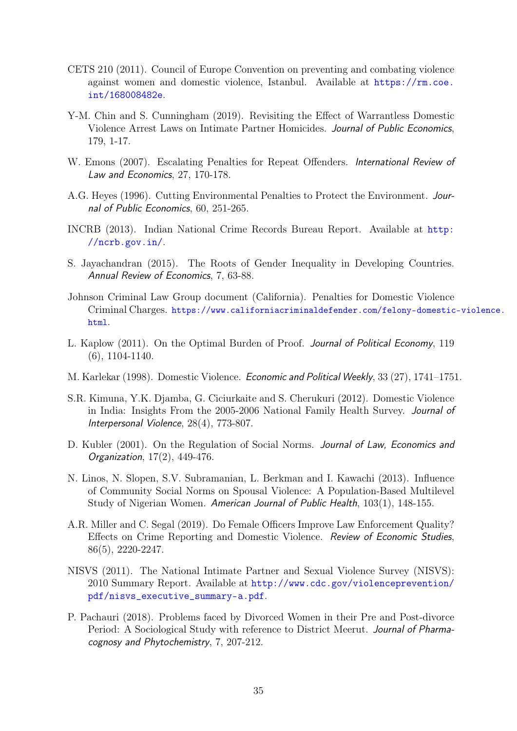CETS 210 (2011). Council of Europe Convention on preventing and combating violence against women and domestic violence, Istanbul. Available at https://rm.coe.int/168008482e.

Y-M. Chin and S. Cunningham (2019). Revisiting the Effect of Warrantless Domestic Violence Arrest Laws on Intimate Partner Homicides. *Journal of Public Economics*, 179, 1-17.

W. Emons (2007). Escalating Penalties for Repeat Offenders. *International Review of Law and Economics*, 27, 170-178.

A.G. Heyes (1996). Cutting Environmental Penalties to Protect the Environment. *Journal of Public Economics*, 60, 251-265.

INCRB (2013). Indian National Crime Records Bureau Report. Available at http://ncrb.gov.in/.

S. Jayachandran (2015). The Roots of Gender Inequality in Developing Countries. *Annual Review of Economics*, 7, 63-88.

Johnson Criminal Law Group document (California). Penalties for Domestic Violence Criminal Charges. https://www.californiacriminaldefender.com/felony-domestic-violence.html.

L. Kaplow (2011). On the Optimal Burden of Proof. *Journal of Political Economy*, 119 (6), 1104-1140.

M. Karlekar (1998). Domestic Violence. *Economic and Political Weekly*, 33 (27), 1741–1751.

S.R. Kimuna, Y.K. Djamba, G. Ciciurkaite and S. Cherukuri (2012). Domestic Violence in India: Insights From the 2005-2006 National Family Health Survey. *Journal of Interpersonal Violence*, 28(4), 773-807.

D. Kubler (2001). On the Regulation of Social Norms. *Journal of Law, Economics and Organization*, 17(2), 449-476.

N. Linos, N. Slopen, S.V. Subramanian, L. Berkman and I. Kawachi (2013). Influence of Community Social Norms on Spousal Violence: A Population-Based Multilevel Study of Nigerian Women. *American Journal of Public Health*, 103(1), 148-155.

A.R. Miller and C. Segal (2019). Do Female Officers Improve Law Enforcement Quality? Effects on Crime Reporting and Domestic Violence. *Review of Economic Studies*, 86(5), 2220-2247.

NISVS (2011). The National Intimate Partner and Sexual Violence Survey (NISVS): 2010 Summary Report. Available at http://www.cdc.gov/violenceprevention/pdf/nisvs_executive_summary-a.pdf.

P. Pachauri (2018). Problems faced by Divorced Women in their Pre and Post-divorce Period: A Sociological Study with reference to District Meerut. *Journal of Pharmacognosy and Phytochemistry*, 7, 207-212.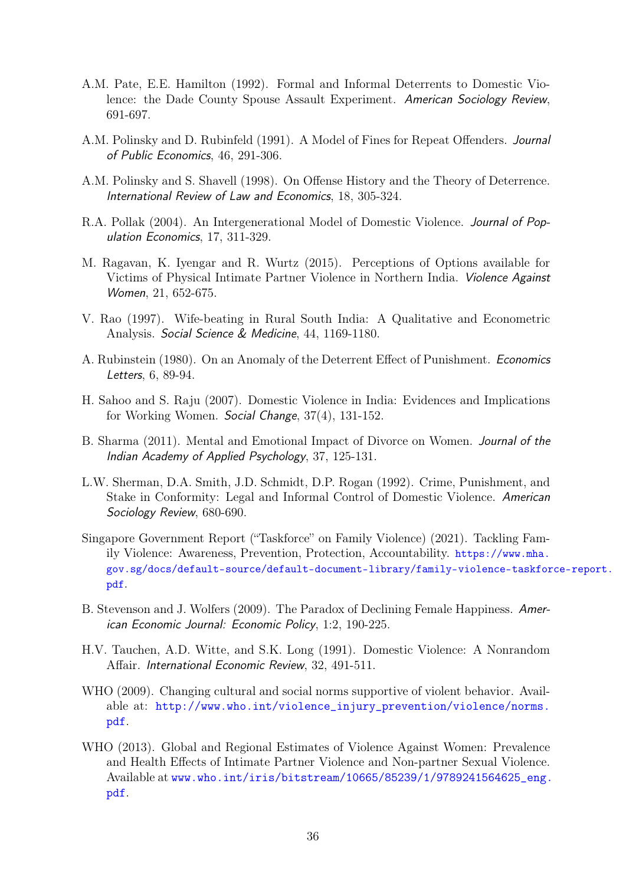A.M. Pate, E.E. Hamilton (1992). Formal and Informal Deterrents to Domestic Violence: the Dade County Spouse Assault Experiment. *American Sociology Review*, 691-697.

A.M. Polinsky and D. Rubinfeld (1991). A Model of Fines for Repeat Offenders. *Journal of Public Economics*, 46, 291-306.

A.M. Polinsky and S. Shavell (1998). On Offense History and the Theory of Deterrence. *International Review of Law and Economics*, 18, 305-324.

R.A. Pollak (2004). An Intergenerational Model of Domestic Violence. *Journal of Population Economics*, 17, 311-329.

M. Ragavan, K. Iyengar and R. Wurtz (2015). Perceptions of Options available for Victims of Physical Intimate Partner Violence in Northern India. *Violence Against Women*, 21, 652-675.

V. Rao (1997). Wife-beating in Rural South India: A Qualitative and Econometric Analysis. *Social Science & Medicine*, 44, 1169-1180.

A. Rubinstein (1980). On an Anomaly of the Deterrent Effect of Punishment. *Economics Letters*, 6, 89-94.

H. Sahoo and S. Raju (2007). Domestic Violence in India: Evidences and Implications for Working Women. *Social Change*, 37(4), 131-152.

B. Sharma (2011). Mental and Emotional Impact of Divorce on Women. *Journal of the Indian Academy of Applied Psychology*, 37, 125-131.

L.W. Sherman, D.A. Smith, J.D. Schmidt, D.P. Rogan (1992). Crime, Punishment, and Stake in Conformity: Legal and Informal Control of Domestic Violence. *American Sociology Review*, 680-690.

Singapore Government Report ("Taskforce" on Family Violence) (2021). Tackling Family Violence: Awareness, Prevention, Protection, Accountability. https://www.mha.gov.sg/docs/default-source/default-document-library/family-violence-taskforce-report.pdf.

B. Stevenson and J. Wolfers (2009). The Paradox of Declining Female Happiness. *American Economic Journal: Economic Policy*, 1:2, 190-225.

H.V. Tauchen, A.D. Witte, and S.K. Long (1991). Domestic Violence: A Nonrandom Affair. *International Economic Review*, 32, 491-511.

WHO (2009). Changing cultural and social norms supportive of violent behavior. Available at: http://www.who.int/violence_injury_prevention/violence/norms.pdf.

WHO (2013). Global and Regional Estimates of Violence Against Women: Prevalence and Health Effects of Intimate Partner Violence and Non-partner Sexual Violence. Available at www.who.int/iris/bitstream/10665/85239/1/9789241564625_eng.pdf.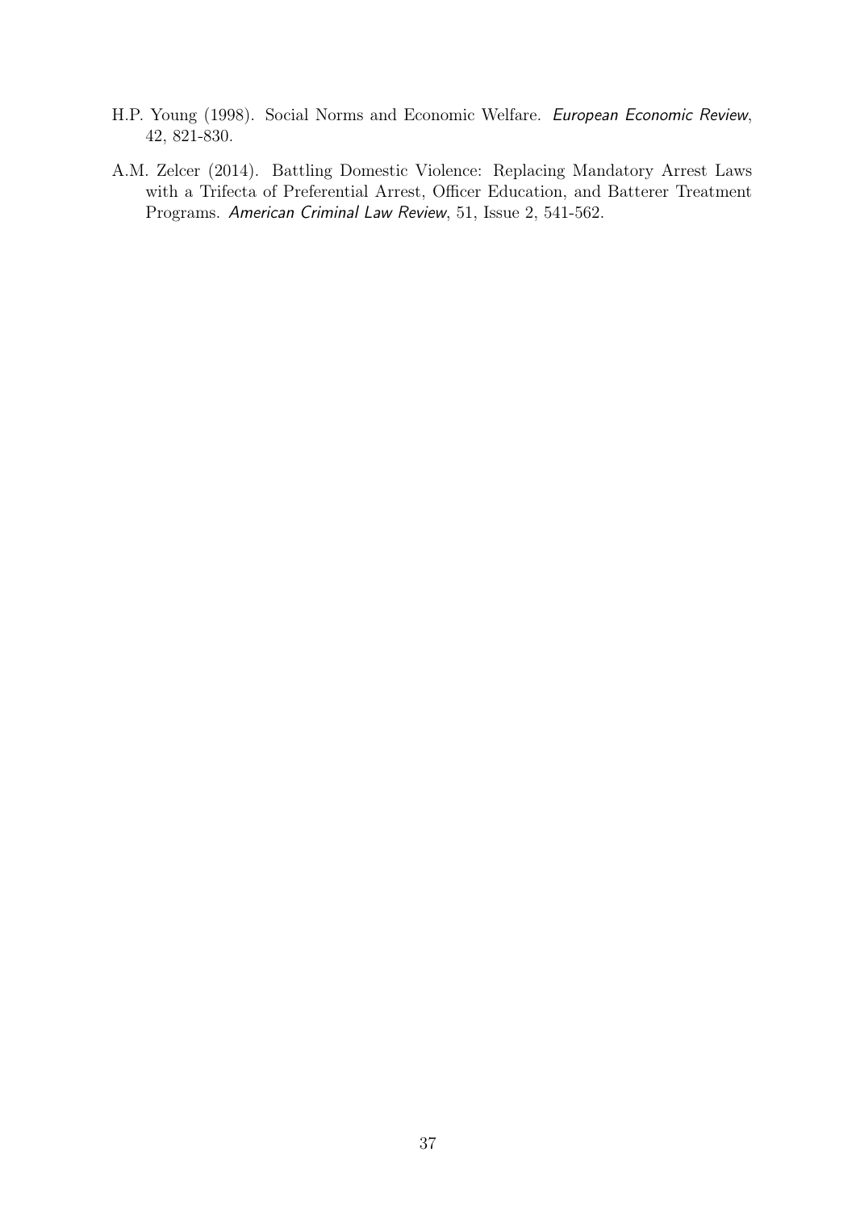H.P. Young (1998). Social Norms and Economic Welfare. *European Economic Review*, 42, 821-830.

A.M. Zelcer (2014). Battling Domestic Violence: Replacing Mandatory Arrest Laws with a Trifecta of Preferential Arrest, Officer Education, and Batterer Treatment Programs. *American Criminal Law Review*, 51, Issue 2, 541-562.